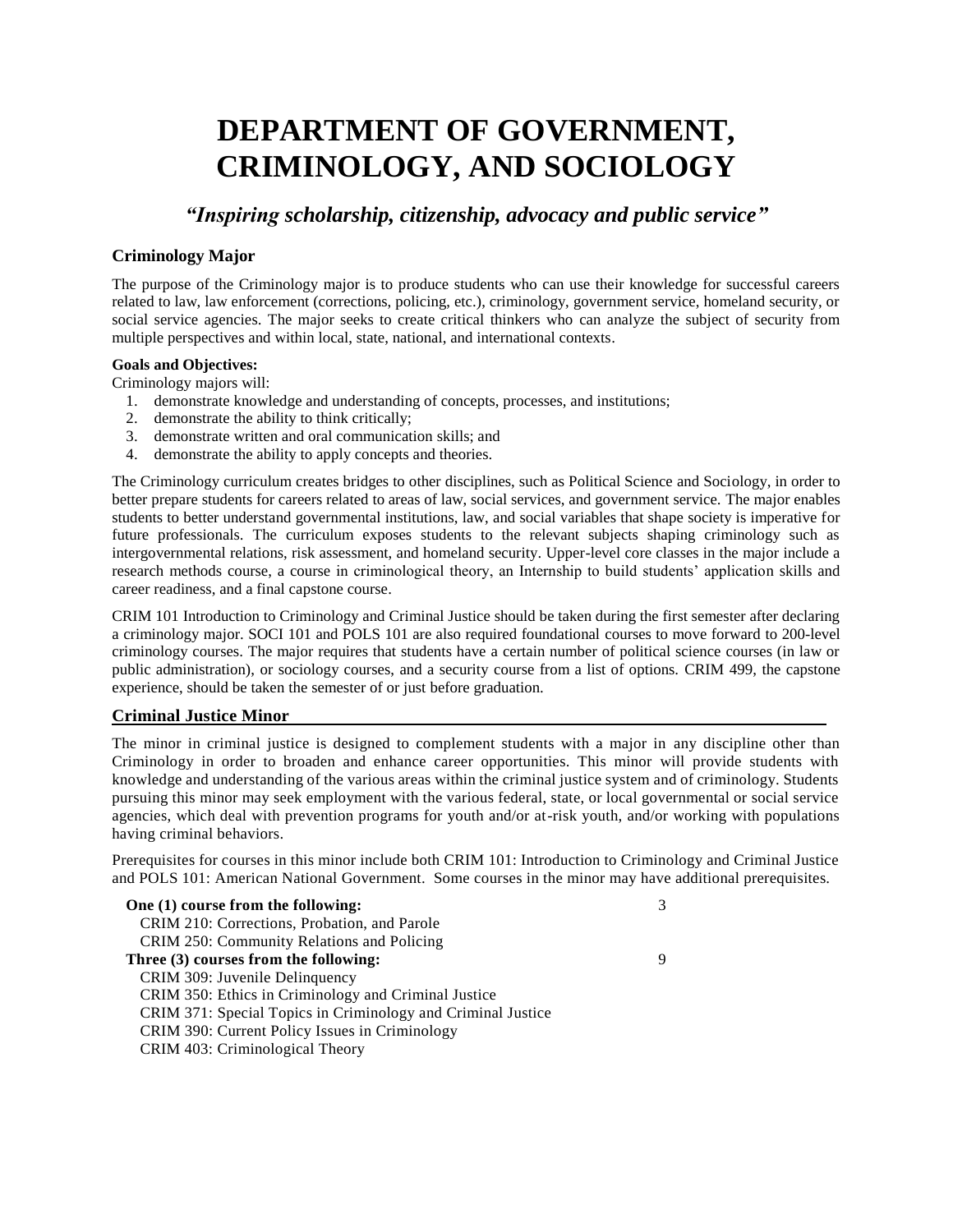# DEPARTMENT OF GOVERNMENT, CRIMINOLOGY, AND SOCIOLOGY

### *"Inspiring scholarship, citizenship, advocacy and public service"*

## Criminology Major

The purpose of the Criminology major is to produce students who can use their knowledge for successful careers related to law, law enforcement (corrections, policing, etc.), criminology, government service, homeland security, or social service agencies. The major seeks to create critical thinkers who can analyze the subject of security from multiple perspectives and within local, state, national, and international contexts.

**Goals and Objectives:**

Criminology majors will:

1. demonstrate knowledge and understanding of concepts, processes, and institutions;
2. demonstrate the ability to think critically;
3. demonstrate written and oral communication skills; and
4. demonstrate the ability to apply concepts and theories.

The Criminology curriculum creates bridges to other disciplines, such as Political Science and Sociology, in order to better prepare students for careers related to areas of law, social services, and government service. The major enables students to better understand governmental institutions, law, and social variables that shape society is imperative for future professionals. The curriculum exposes students to the relevant subjects shaping criminology such as intergovernmental relations, risk assessment, and homeland security. Upper-level core classes in the major include a research methods course, a course in criminological theory, an Internship to build students' application skills and career readiness, and a final capstone course.

CRIM 101 Introduction to Criminology and Criminal Justice should be taken during the first semester after declaring a criminology major. SOCI 101 and POLS 101 are also required foundational courses to move forward to 200-level criminology courses. The major requires that students have a certain number of political science courses (in law or public administration), or sociology courses, and a security course from a list of options. CRIM 499, the capstone experience, should be taken the semester of or just before graduation.

## Criminal Justice Minor

The minor in criminal justice is designed to complement students with a major in any discipline other than Criminology in order to broaden and enhance career opportunities. This minor will provide students with knowledge and understanding of the various areas within the criminal justice system and of criminology. Students pursuing this minor may seek employment with the various federal, state, or local governmental or social service agencies, which deal with prevention programs for youth and/or at-risk youth, and/or working with populations having criminal behaviors.

Prerequisites for courses in this minor include both CRIM 101: Introduction to Criminology and Criminal Justice and POLS 101: American National Government. Some courses in the minor may have additional prerequisites.

| Course | Credits |
|---|---|
| **One (1) course from the following:** | 3 |
| CRIM 210: Corrections, Probation, and Parole | |
| CRIM 250: Community Relations and Policing | |
| **Three (3) courses from the following:** | 9 |
| CRIM 309: Juvenile Delinquency | |
| CRIM 350: Ethics in Criminology and Criminal Justice | |
| CRIM 371: Special Topics in Criminology and Criminal Justice | |
| CRIM 390: Current Policy Issues in Criminology | |
| CRIM 403: Criminological Theory | |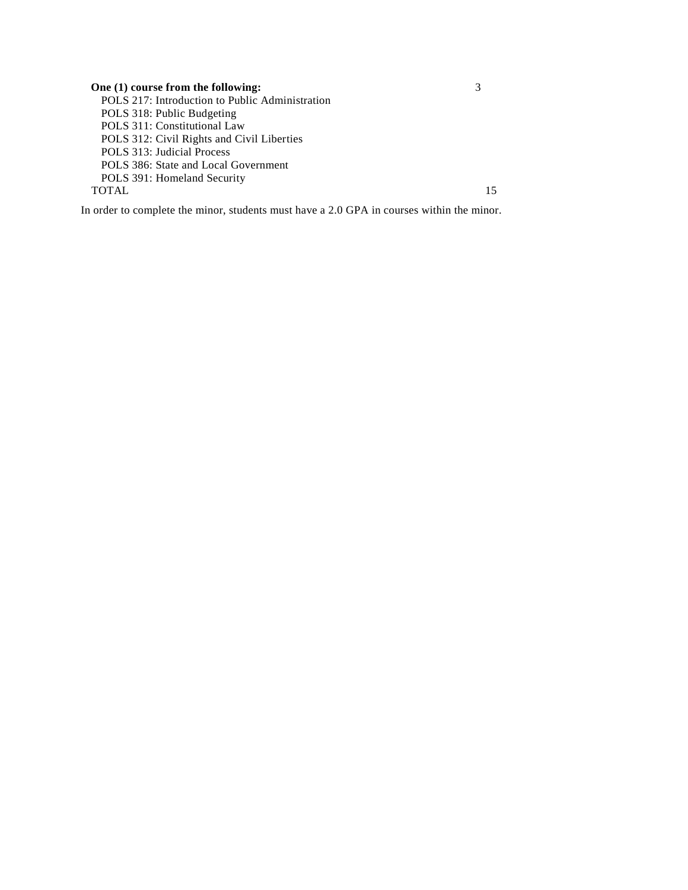| | |
|---|---|
| **One (1) course from the following:** | 3 |
| POLS 217: Introduction to Public Administration | |
| POLS 318: Public Budgeting | |
| POLS 311: Constitutional Law | |
| POLS 312: Civil Rights and Civil Liberties | |
| POLS 313: Judicial Process | |
| POLS 386: State and Local Government | |
| POLS 391: Homeland Security | |
| TOTAL | 15 |

In order to complete the minor, students must have a 2.0 GPA in courses within the minor.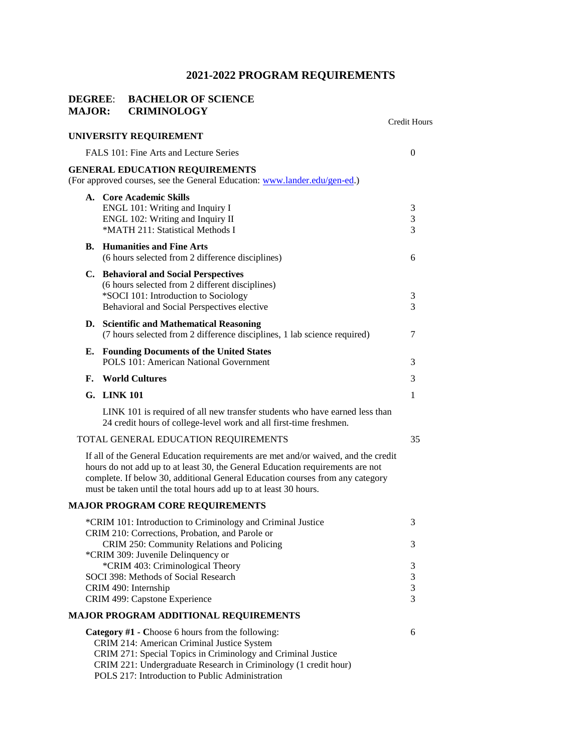# 2021-2022 PROGRAM REQUIREMENTS

**DEGREE: BACHELOR OF SCIENCE**
**MAJOR: CRIMINOLOGY**

| | Credit Hours |
|---|---|
| **UNIVERSITY REQUIREMENT** | |
| FALS 101: Fine Arts and Lecture Series | 0 |
| **GENERAL EDUCATION REQUIREMENTS** (For approved courses, see the General Education: www.lander.edu/gen-ed.) | |
| **A. Core Academic Skills** | |
| ENGL 101: Writing and Inquiry I | 3 |
| ENGL 102: Writing and Inquiry II | 3 |
| *MATH 211: Statistical Methods I | 3 |
| **B. Humanities and Fine Arts** | |
| (6 hours selected from 2 difference disciplines) | 6 |
| **C. Behavioral and Social Perspectives** | |
| (6 hours selected from 2 different disciplines) | |
| *SOCI 101: Introduction to Sociology | 3 |
| Behavioral and Social Perspectives elective | 3 |
| **D. Scientific and Mathematical Reasoning** | |
| (7 hours selected from 2 difference disciplines, 1 lab science required) | 7 |
| **E. Founding Documents of the United States** | |
| POLS 101: American National Government | 3 |
| **F. World Cultures** | 3 |
| **G. LINK 101** | 1 |
| LINK 101 is required of all new transfer students who have earned less than 24 credit hours of college-level work and all first-time freshmen. | |
| TOTAL GENERAL EDUCATION REQUIREMENTS | 35 |

If all of the General Education requirements are met and/or waived, and the credit hours do not add up to at least 30, the General Education requirements are not complete. If below 30, additional General Education courses from any category must be taken until the total hours add up to at least 30 hours.

| | Credit Hours |
|---|---|
| **MAJOR PROGRAM CORE REQUIREMENTS** | |
| *CRIM 101: Introduction to Criminology and Criminal Justice | 3 |
| CRIM 210: Corrections, Probation, and Parole or CRIM 250: Community Relations and Policing | 3 |
| *CRIM 309: Juvenile Delinquency or *CRIM 403: Criminological Theory | 3 |
| SOCI 398: Methods of Social Research | 3 |
| CRIM 490: Internship | 3 |
| CRIM 499: Capstone Experience | 3 |
| **MAJOR PROGRAM ADDITIONAL REQUIREMENTS** | |
| **Category #1 - C**hoose 6 hours from the following: | 6 |
| CRIM 214: American Criminal Justice System | |
| CRIM 271: Special Topics in Criminology and Criminal Justice | |
| CRIM 221: Undergraduate Research in Criminology (1 credit hour) | |
| POLS 217: Introduction to Public Administration | |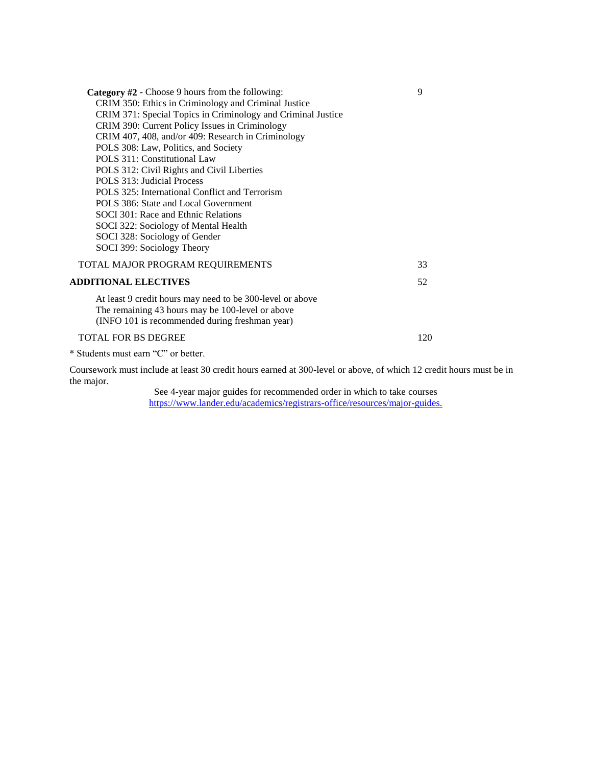| | |
|---|---|
| **Category #2** - Choose 9 hours from the following: | 9 |
| CRIM 350: Ethics in Criminology and Criminal Justice | |
| CRIM 371: Special Topics in Criminology and Criminal Justice | |
| CRIM 390: Current Policy Issues in Criminology | |
| CRIM 407, 408, and/or 409: Research in Criminology | |
| POLS 308: Law, Politics, and Society | |
| POLS 311: Constitutional Law | |
| POLS 312: Civil Rights and Civil Liberties | |
| POLS 313: Judicial Process | |
| POLS 325: International Conflict and Terrorism | |
| POLS 386: State and Local Government | |
| SOCI 301: Race and Ethnic Relations | |
| SOCI 322: Sociology of Mental Health | |
| SOCI 328: Sociology of Gender | |
| SOCI 399: Sociology Theory | |
| TOTAL MAJOR PROGRAM REQUIREMENTS | 33 |
| **ADDITIONAL ELECTIVES** | 52 |
| At least 9 credit hours may need to be 300-level or above<br>The remaining 43 hours may be 100-level or above<br>(INFO 101 is recommended during freshman year) | |
| TOTAL FOR BS DEGREE | 120 |

* Students must earn "C" or better.

Coursework must include at least 30 credit hours earned at 300-level or above, of which 12 credit hours must be in the major.

See 4-year major guides for recommended order in which to take courses
https://www.lander.edu/academics/registrars-office/resources/major-guides.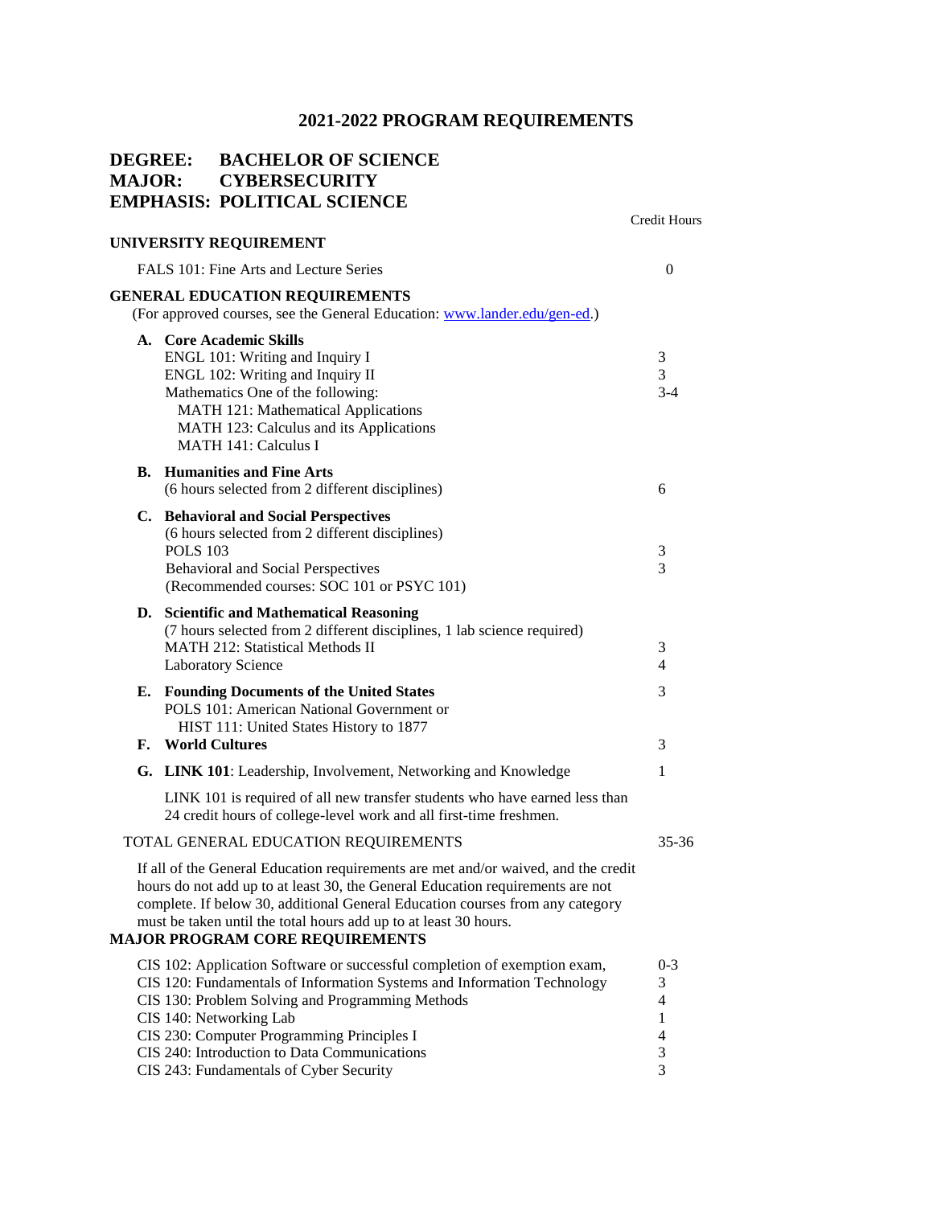# 2021-2022 PROGRAM REQUIREMENTS

## DEGREE: BACHELOR OF SCIENCE
## MAJOR: CYBERSECURITY
## EMPHASIS: POLITICAL SCIENCE

| | Credit Hours |
|---|---|
| **UNIVERSITY REQUIREMENT** | |
| FALS 101: Fine Arts and Lecture Series | 0 |
| **GENERAL EDUCATION REQUIREMENTS** (For approved courses, see the General Education: [www.lander.edu/gen-ed](www.lander.edu/gen-ed).) | |
| **A. Core Academic Skills** | |
| ENGL 101: Writing and Inquiry I | 3 |
| ENGL 102: Writing and Inquiry II | 3 |
| Mathematics One of the following: MATH 121: Mathematical Applications; MATH 123: Calculus and its Applications; MATH 141: Calculus I | 3-4 |
| **B. Humanities and Fine Arts** (6 hours selected from 2 different disciplines) | 6 |
| **C. Behavioral and Social Perspectives** (6 hours selected from 2 different disciplines) | |
| POLS 103 | 3 |
| Behavioral and Social Perspectives (Recommended courses: SOC 101 or PSYC 101) | 3 |
| **D. Scientific and Mathematical Reasoning** (7 hours selected from 2 different disciplines, 1 lab science required) | |
| MATH 212: Statistical Methods II | 3 |
| Laboratory Science | 4 |
| **E. Founding Documents of the United States** POLS 101: American National Government or HIST 111: United States History to 1877 | 3 |
| **F. World Cultures** | 3 |
| **G. LINK 101**: Leadership, Involvement, Networking and Knowledge | 1 |
| LINK 101 is required of all new transfer students who have earned less than 24 credit hours of college-level work and all first-time freshmen. | |
| TOTAL GENERAL EDUCATION REQUIREMENTS | 35-36 |

If all of the General Education requirements are met and/or waived, and the credit hours do not add up to at least 30, the General Education requirements are not complete. If below 30, additional General Education courses from any category must be taken until the total hours add up to at least 30 hours.

### MAJOR PROGRAM CORE REQUIREMENTS

| | Credit Hours |
|---|---|
| CIS 102: Application Software or successful completion of exemption exam, | 0-3 |
| CIS 120: Fundamentals of Information Systems and Information Technology | 3 |
| CIS 130: Problem Solving and Programming Methods | 4 |
| CIS 140: Networking Lab | 1 |
| CIS 230: Computer Programming Principles I | 4 |
| CIS 240: Introduction to Data Communications | 3 |
| CIS 243: Fundamentals of Cyber Security | 3 |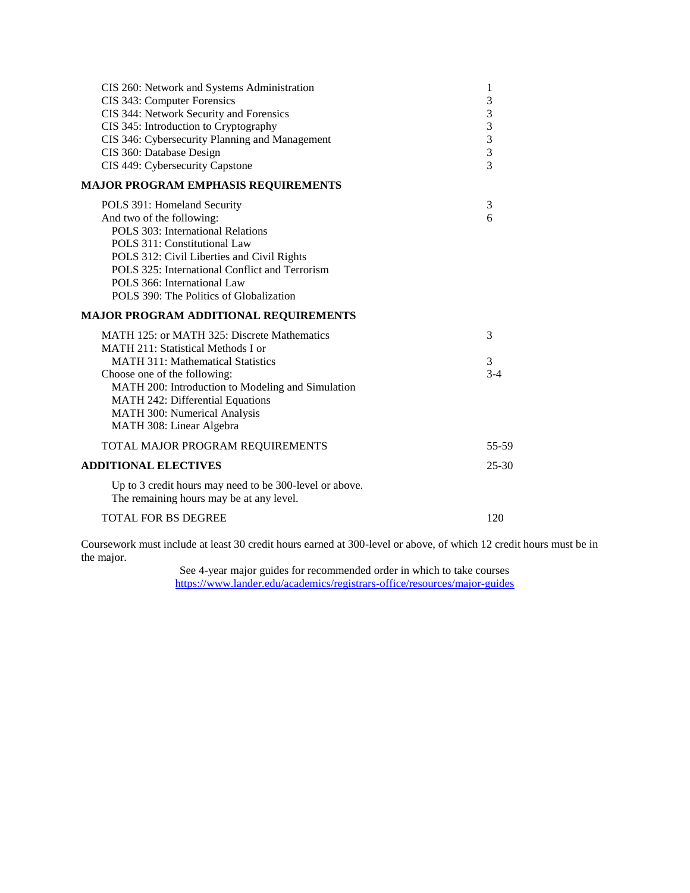| Course | Credit Hours |
|---|---|
| CIS 260: Network and Systems Administration | 1 |
| CIS 343: Computer Forensics | 3 |
| CIS 344: Network Security and Forensics | 3 |
| CIS 345: Introduction to Cryptography | 3 |
| CIS 346: Cybersecurity Planning and Management | 3 |
| CIS 360: Database Design | 3 |
| CIS 449: Cybersecurity Capstone | 3 |

## MAJOR PROGRAM EMPHASIS REQUIREMENTS

| Course | Credit Hours |
|---|---|
| POLS 391: Homeland Security | 3 |
| And two of the following: | 6 |
| POLS 303: International Relations | |
| POLS 311: Constitutional Law | |
| POLS 312: Civil Liberties and Civil Rights | |
| POLS 325: International Conflict and Terrorism | |
| POLS 366: International Law | |
| POLS 390: The Politics of Globalization | |

## MAJOR PROGRAM ADDITIONAL REQUIREMENTS

| Course | Credit Hours |
|---|---|
| MATH 125: or MATH 325: Discrete Mathematics | 3 |
| MATH 211: Statistical Methods I or MATH 311: Mathematical Statistics | 3 |
| Choose one of the following: | 3-4 |
| MATH 200: Introduction to Modeling and Simulation | |
| MATH 242: Differential Equations | |
| MATH 300: Numerical Analysis | |
| MATH 308: Linear Algebra | |
| TOTAL MAJOR PROGRAM REQUIREMENTS | 55-59 |

## ADDITIONAL ELECTIVES — 25-30

Up to 3 credit hours may need to be 300-level or above.
The remaining hours may be at any level.

TOTAL FOR BS DEGREE — 120

Coursework must include at least 30 credit hours earned at 300-level or above, of which 12 credit hours must be in the major.

See 4-year major guides for recommended order in which to take courses
https://www.lander.edu/academics/registrars-office/resources/major-guides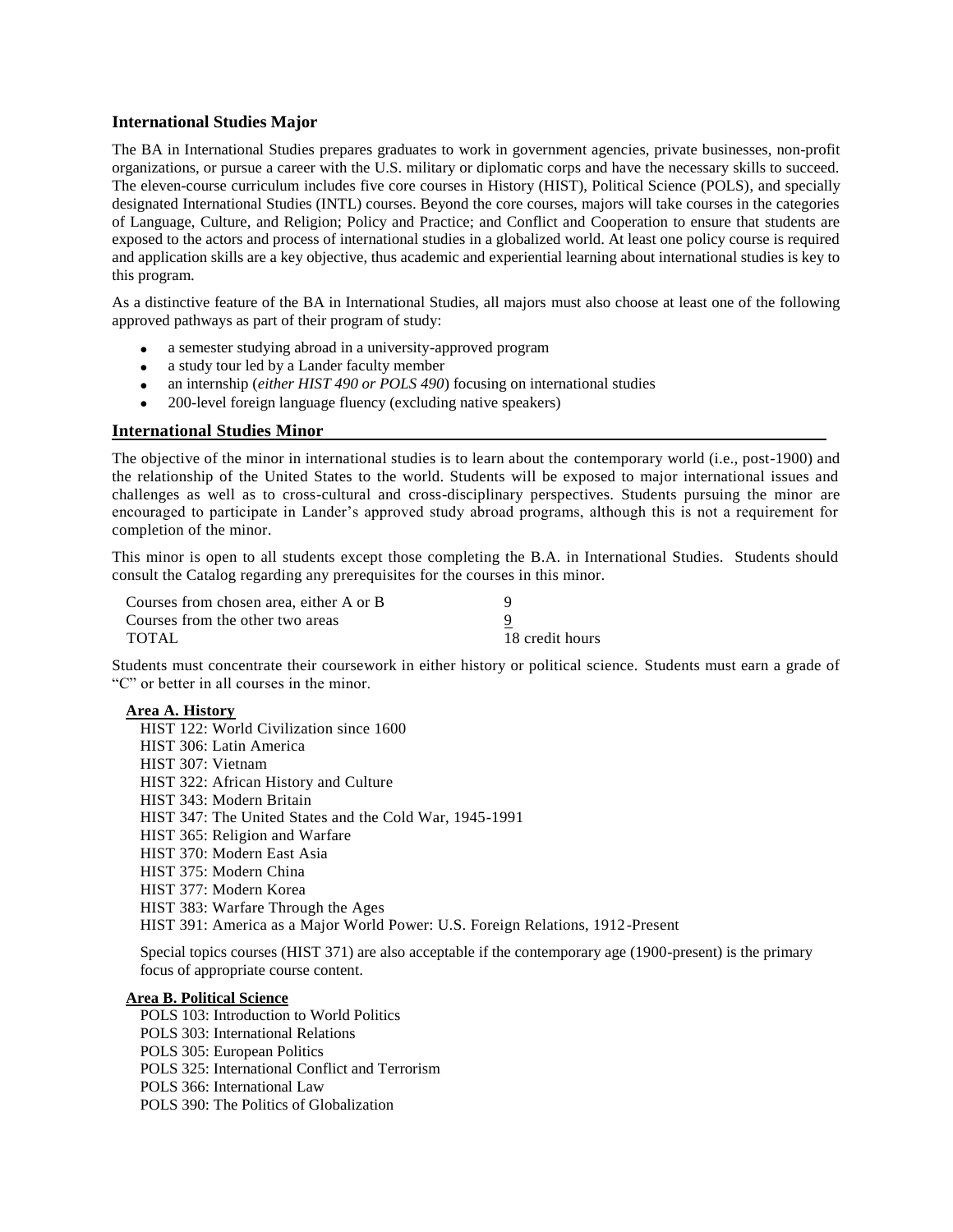## International Studies Major

The BA in International Studies prepares graduates to work in government agencies, private businesses, non-profit organizations, or pursue a career with the U.S. military or diplomatic corps and have the necessary skills to succeed. The eleven-course curriculum includes five core courses in History (HIST), Political Science (POLS), and specially designated International Studies (INTL) courses. Beyond the core courses, majors will take courses in the categories of Language, Culture, and Religion; Policy and Practice; and Conflict and Cooperation to ensure that students are exposed to the actors and process of international studies in a globalized world. At least one policy course is required and application skills are a key objective, thus academic and experiential learning about international studies is key to this program.

As a distinctive feature of the BA in International Studies, all majors must also choose at least one of the following approved pathways as part of their program of study:

- a semester studying abroad in a university-approved program
- a study tour led by a Lander faculty member
- an internship (*either HIST 490 or POLS 490*) focusing on international studies
- 200-level foreign language fluency (excluding native speakers)

## International Studies Minor

The objective of the minor in international studies is to learn about the contemporary world (i.e., post-1900) and the relationship of the United States to the world. Students will be exposed to major international issues and challenges as well as to cross-cultural and cross-disciplinary perspectives. Students pursuing the minor are encouraged to participate in Lander's approved study abroad programs, although this is not a requirement for completion of the minor.

This minor is open to all students except those completing the B.A. in International Studies. Students should consult the Catalog regarding any prerequisites for the courses in this minor.

| | |
|---|---|
| Courses from chosen area, either A or B | 9 |
| Courses from the other two areas | 9 |
| TOTAL | 18 credit hours |

Students must concentrate their coursework in either history or political science. Students must earn a grade of "C" or better in all courses in the minor.

**Area A. History**

HIST 122: World Civilization since 1600
HIST 306: Latin America
HIST 307: Vietnam
HIST 322: African History and Culture
HIST 343: Modern Britain
HIST 347: The United States and the Cold War, 1945-1991
HIST 365: Religion and Warfare
HIST 370: Modern East Asia
HIST 375: Modern China
HIST 377: Modern Korea
HIST 383: Warfare Through the Ages
HIST 391: America as a Major World Power: U.S. Foreign Relations, 1912-Present

Special topics courses (HIST 371) are also acceptable if the contemporary age (1900-present) is the primary focus of appropriate course content.

**Area B. Political Science**

POLS 103: Introduction to World Politics
POLS 303: International Relations
POLS 305: European Politics
POLS 325: International Conflict and Terrorism
POLS 366: International Law
POLS 390: The Politics of Globalization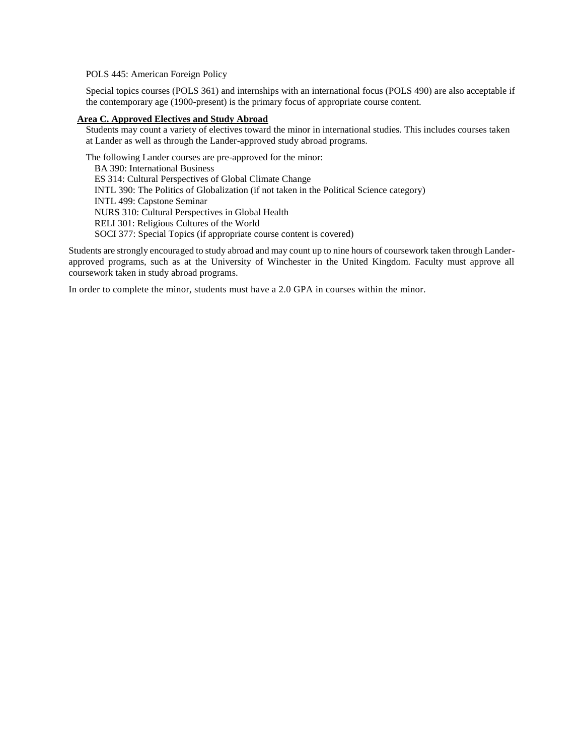POLS 445: American Foreign Policy

Special topics courses (POLS 361) and internships with an international focus (POLS 490) are also acceptable if the contemporary age (1900-present) is the primary focus of appropriate course content.

**Area C. Approved Electives and Study Abroad**

Students may count a variety of electives toward the minor in international studies. This includes courses taken at Lander as well as through the Lander-approved study abroad programs.

The following Lander courses are pre-approved for the minor:

- BA 390: International Business
- ES 314: Cultural Perspectives of Global Climate Change
- INTL 390: The Politics of Globalization (if not taken in the Political Science category)
- INTL 499: Capstone Seminar
- NURS 310: Cultural Perspectives in Global Health
- RELI 301: Religious Cultures of the World
- SOCI 377: Special Topics (if appropriate course content is covered)

Students are strongly encouraged to study abroad and may count up to nine hours of coursework taken through Lander-approved programs, such as at the University of Winchester in the United Kingdom. Faculty must approve all coursework taken in study abroad programs.

In order to complete the minor, students must have a 2.0 GPA in courses within the minor.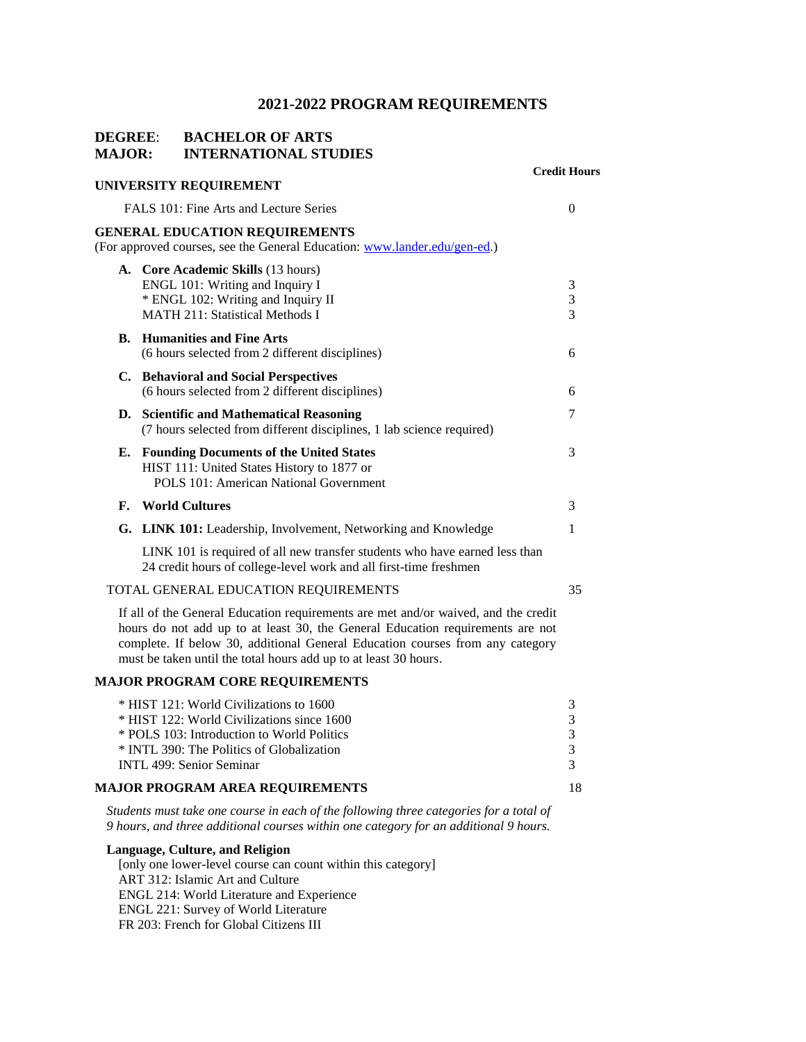# 2021-2022 PROGRAM REQUIREMENTS

## DEGREE: BACHELOR OF ARTS
## MAJOR: INTERNATIONAL STUDIES

| | Credit Hours |
|---|---|
| **UNIVERSITY REQUIREMENT** | |
| FALS 101: Fine Arts and Lecture Series | 0 |
| **GENERAL EDUCATION REQUIREMENTS** (For approved courses, see the General Education: [www.lander.edu/gen-ed](http://www.lander.edu/gen-ed).) | |
| **A. Core Academic Skills** (13 hours) | |
| ENGL 101: Writing and Inquiry I | 3 |
| * ENGL 102: Writing and Inquiry II | 3 |
| MATH 211: Statistical Methods I | 3 |
| **B. Humanities and Fine Arts** (6 hours selected from 2 different disciplines) | 6 |
| **C. Behavioral and Social Perspectives** (6 hours selected from 2 different disciplines) | 6 |
| **D. Scientific and Mathematical Reasoning** (7 hours selected from different disciplines, 1 lab science required) | 7 |
| **E. Founding Documents of the United States** HIST 111: United States History to 1877 or POLS 101: American National Government | 3 |
| **F. World Cultures** | 3 |
| **G. LINK 101:** Leadership, Involvement, Networking and Knowledge | 1 |
| LINK 101 is required of all new transfer students who have earned less than 24 credit hours of college-level work and all first-time freshmen | |
| TOTAL GENERAL EDUCATION REQUIREMENTS | 35 |

If all of the General Education requirements are met and/or waived, and the credit hours do not add up to at least 30, the General Education requirements are not complete. If below 30, additional General Education courses from any category must be taken until the total hours add up to at least 30 hours.

| | Credit Hours |
|---|---|
| **MAJOR PROGRAM CORE REQUIREMENTS** | |
| * HIST 121: World Civilizations to 1600 | 3 |
| * HIST 122: World Civilizations since 1600 | 3 |
| * POLS 103: Introduction to World Politics | 3 |
| * INTL 390: The Politics of Globalization | 3 |
| INTL 499: Senior Seminar | 3 |
| **MAJOR PROGRAM AREA REQUIREMENTS** | 18 |

*Students must take one course in each of the following three categories for a total of 9 hours, and three additional courses within one category for an additional 9 hours.*

**Language, Culture, and Religion**

[only one lower-level course can count within this category]
ART 312: Islamic Art and Culture
ENGL 214: World Literature and Experience
ENGL 221: Survey of World Literature
FR 203: French for Global Citizens III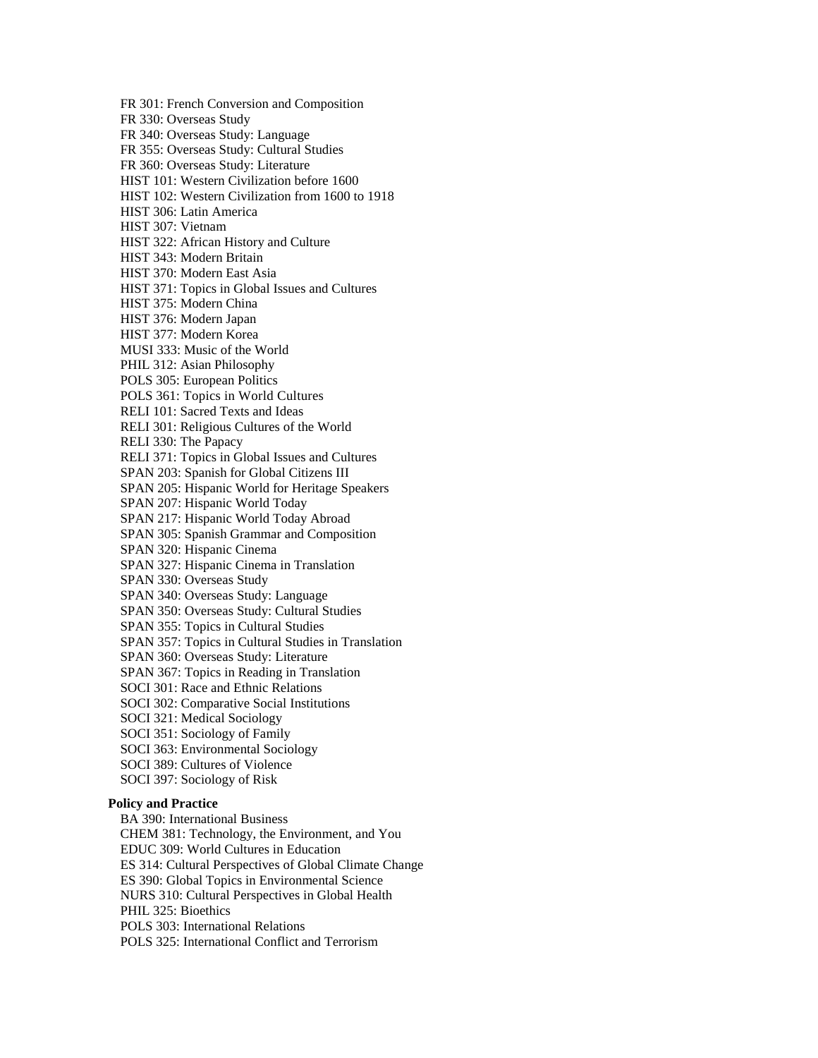FR 301: French Conversion and Composition
FR 330: Overseas Study
FR 340: Overseas Study: Language
FR 355: Overseas Study: Cultural Studies
FR 360: Overseas Study: Literature
HIST 101: Western Civilization before 1600
HIST 102: Western Civilization from 1600 to 1918
HIST 306: Latin America
HIST 307: Vietnam
HIST 322: African History and Culture
HIST 343: Modern Britain
HIST 370: Modern East Asia
HIST 371: Topics in Global Issues and Cultures
HIST 375: Modern China
HIST 376: Modern Japan
HIST 377: Modern Korea
MUSI 333: Music of the World
PHIL 312: Asian Philosophy
POLS 305: European Politics
POLS 361: Topics in World Cultures
RELI 101: Sacred Texts and Ideas
RELI 301: Religious Cultures of the World
RELI 330: The Papacy
RELI 371: Topics in Global Issues and Cultures
SPAN 203: Spanish for Global Citizens III
SPAN 205: Hispanic World for Heritage Speakers
SPAN 207: Hispanic World Today
SPAN 217: Hispanic World Today Abroad
SPAN 305: Spanish Grammar and Composition
SPAN 320: Hispanic Cinema
SPAN 327: Hispanic Cinema in Translation
SPAN 330: Overseas Study
SPAN 340: Overseas Study: Language
SPAN 350: Overseas Study: Cultural Studies
SPAN 355: Topics in Cultural Studies
SPAN 357: Topics in Cultural Studies in Translation
SPAN 360: Overseas Study: Literature
SPAN 367: Topics in Reading in Translation
SOCI 301: Race and Ethnic Relations
SOCI 302: Comparative Social Institutions
SOCI 321: Medical Sociology
SOCI 351: Sociology of Family
SOCI 363: Environmental Sociology
SOCI 389: Cultures of Violence
SOCI 397: Sociology of Risk

**Policy and Practice**

BA 390: International Business
CHEM 381: Technology, the Environment, and You
EDUC 309: World Cultures in Education
ES 314: Cultural Perspectives of Global Climate Change
ES 390: Global Topics in Environmental Science
NURS 310: Cultural Perspectives in Global Health
PHIL 325: Bioethics
POLS 303: International Relations
POLS 325: International Conflict and Terrorism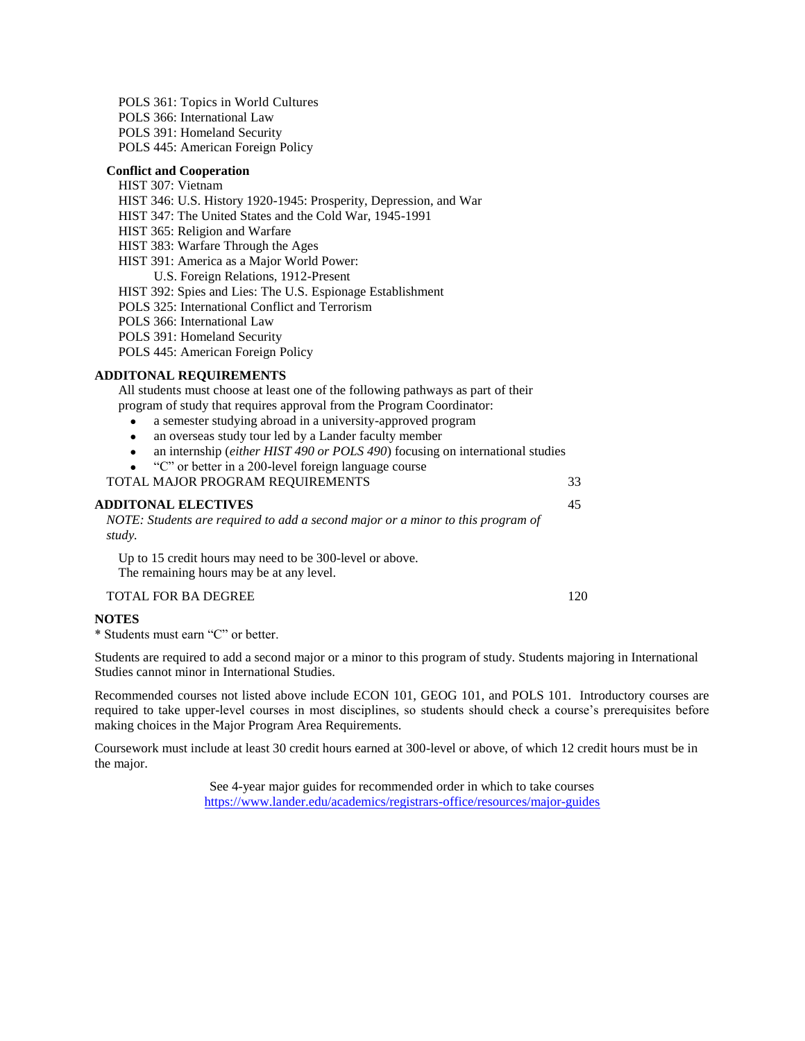POLS 361: Topics in World Cultures
POLS 366: International Law
POLS 391: Homeland Security
POLS 445: American Foreign Policy

**Conflict and Cooperation**

HIST 307: Vietnam
HIST 346: U.S. History 1920-1945: Prosperity, Depression, and War
HIST 347: The United States and the Cold War, 1945-1991
HIST 365: Religion and Warfare
HIST 383: Warfare Through the Ages
HIST 391: America as a Major World Power: U.S. Foreign Relations, 1912-Present
HIST 392: Spies and Lies: The U.S. Espionage Establishment
POLS 325: International Conflict and Terrorism
POLS 366: International Law
POLS 391: Homeland Security
POLS 445: American Foreign Policy

**ADDITONAL REQUIREMENTS**

All students must choose at least one of the following pathways as part of their program of study that requires approval from the Program Coordinator:

- a semester studying abroad in a university-approved program
- an overseas study tour led by a Lander faculty member
- an internship (*either HIST 490 or POLS 490*) focusing on international studies
- "C" or better in a 200-level foreign language course

TOTAL MAJOR PROGRAM REQUIREMENTS 33

**ADDITONAL ELECTIVES** 45

*NOTE: Students are required to add a second major or a minor to this program of study.*

Up to 15 credit hours may need to be 300-level or above.
The remaining hours may be at any level.

TOTAL FOR BA DEGREE 120

**NOTES**

* Students must earn "C" or better.

Students are required to add a second major or a minor to this program of study. Students majoring in International Studies cannot minor in International Studies.

Recommended courses not listed above include ECON 101, GEOG 101, and POLS 101. Introductory courses are required to take upper-level courses in most disciplines, so students should check a course's prerequisites before making choices in the Major Program Area Requirements.

Coursework must include at least 30 credit hours earned at 300-level or above, of which 12 credit hours must be in the major.

See 4-year major guides for recommended order in which to take courses
https://www.lander.edu/academics/registrars-office/resources/major-guides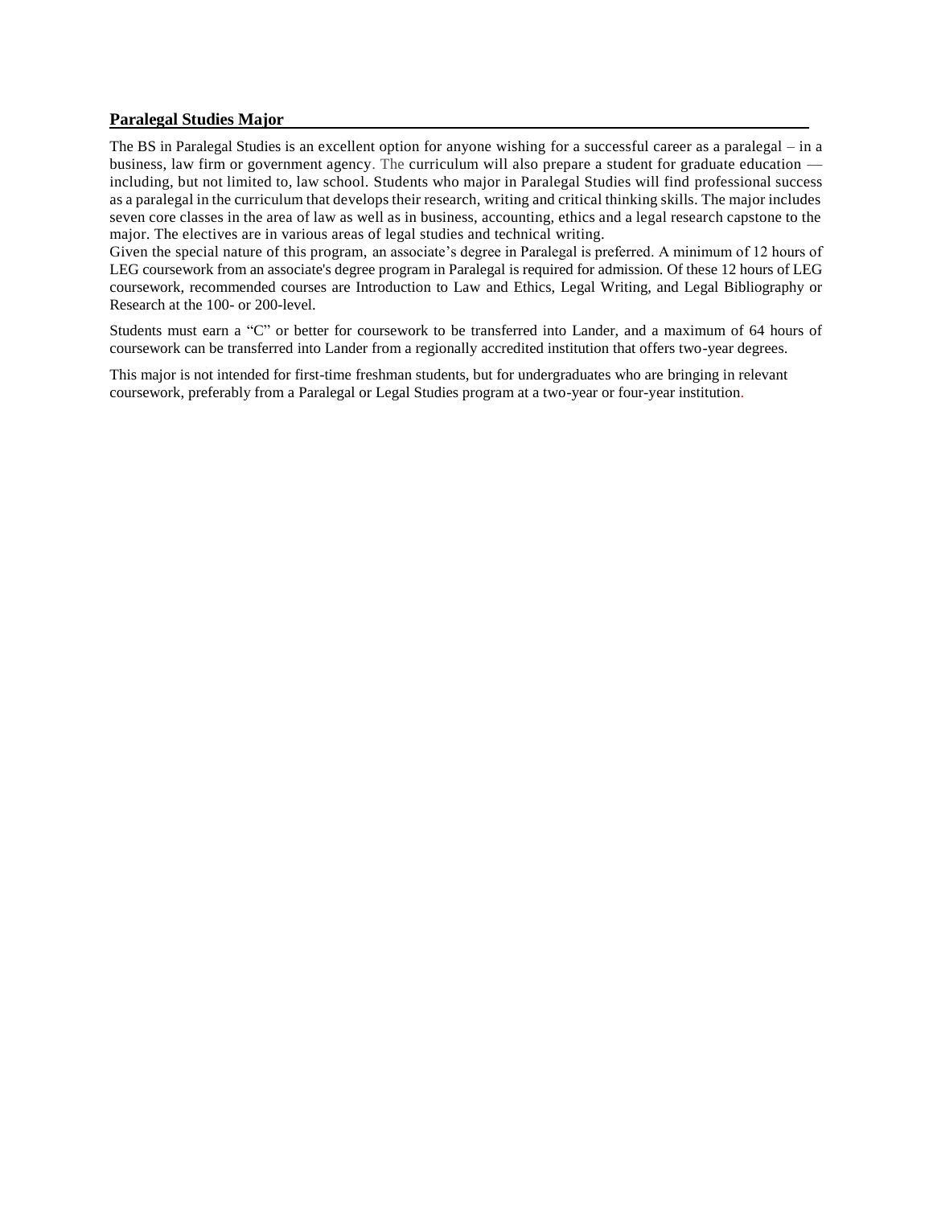## Paralegal Studies Major

The BS in Paralegal Studies is an excellent option for anyone wishing for a successful career as a paralegal – in a business, law firm or government agency. The curriculum will also prepare a student for graduate education — including, but not limited to, law school. Students who major in Paralegal Studies will find professional success as a paralegal in the curriculum that develops their research, writing and critical thinking skills. The major includes seven core classes in the area of law as well as in business, accounting, ethics and a legal research capstone to the major. The electives are in various areas of legal studies and technical writing.

Given the special nature of this program, an associate's degree in Paralegal is preferred. A minimum of 12 hours of LEG coursework from an associate's degree program in Paralegal is required for admission. Of these 12 hours of LEG coursework, recommended courses are Introduction to Law and Ethics, Legal Writing, and Legal Bibliography or Research at the 100- or 200-level.

Students must earn a "C" or better for coursework to be transferred into Lander, and a maximum of 64 hours of coursework can be transferred into Lander from a regionally accredited institution that offers two-year degrees.

This major is not intended for first-time freshman students, but for undergraduates who are bringing in relevant coursework, preferably from a Paralegal or Legal Studies program at a two-year or four-year institution.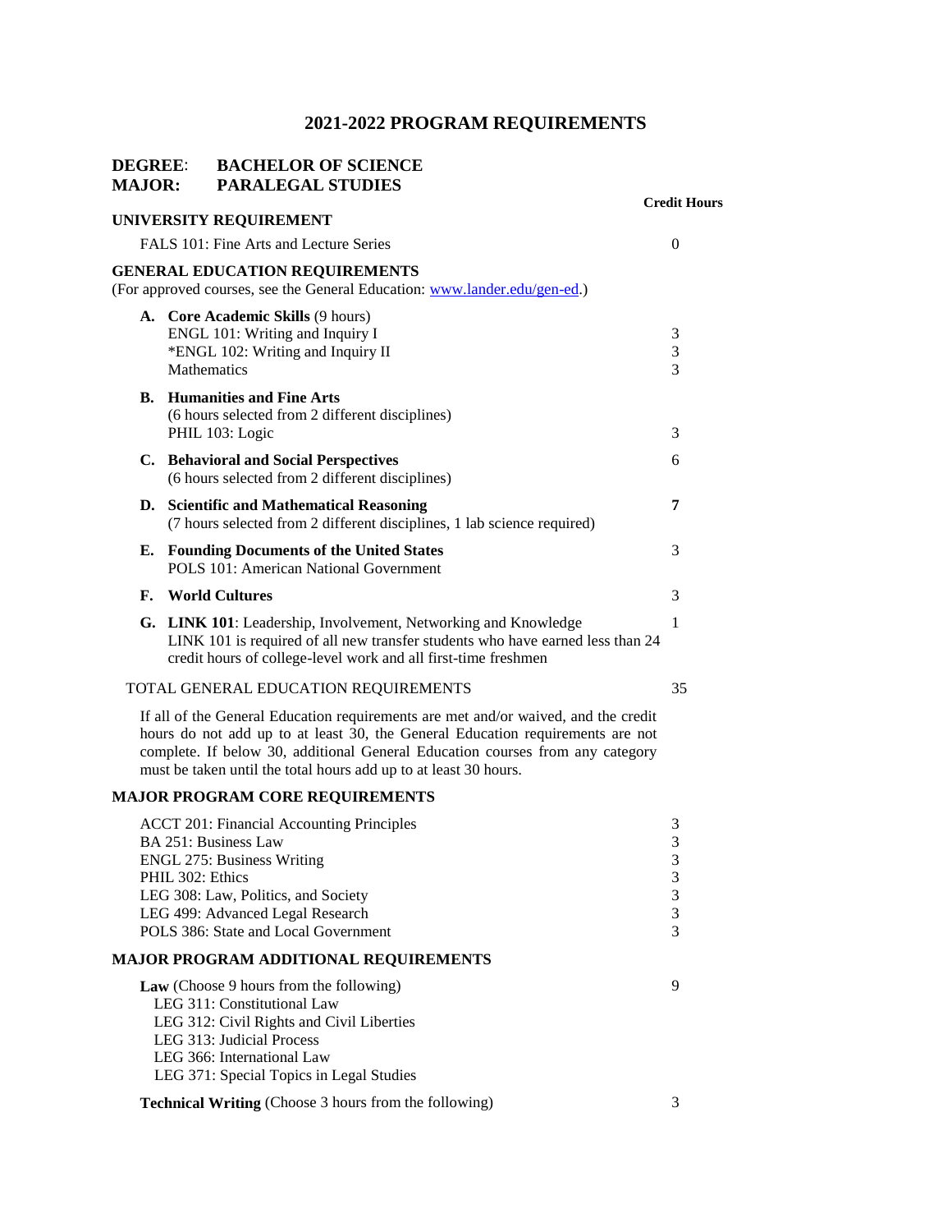# 2021-2022 PROGRAM REQUIREMENTS

**DEGREE:** **BACHELOR OF SCIENCE**
**MAJOR:** **PARALEGAL STUDIES**

| | Credit Hours |
|---|---|
| **UNIVERSITY REQUIREMENT** | |
| FALS 101: Fine Arts and Lecture Series | 0 |
| **GENERAL EDUCATION REQUIREMENTS** (For approved courses, see the General Education: www.lander.edu/gen-ed.) | |
| **A. Core Academic Skills** (9 hours) | |
| ENGL 101: Writing and Inquiry I | 3 |
| *ENGL 102: Writing and Inquiry II | 3 |
| Mathematics | 3 |
| **B. Humanities and Fine Arts** (6 hours selected from 2 different disciplines) | |
| PHIL 103: Logic | 3 |
| **C. Behavioral and Social Perspectives** (6 hours selected from 2 different disciplines) | 6 |
| **D. Scientific and Mathematical Reasoning** (7 hours selected from 2 different disciplines, 1 lab science required) | **7** |
| **E. Founding Documents of the United States** POLS 101: American National Government | 3 |
| **F. World Cultures** | 3 |
| **G. LINK 101**: Leadership, Involvement, Networking and Knowledge. LINK 101 is required of all new transfer students who have earned less than 24 credit hours of college-level work and all first-time freshmen | 1 |
| TOTAL GENERAL EDUCATION REQUIREMENTS | 35 |

If all of the General Education requirements are met and/or waived, and the credit hours do not add up to at least 30, the General Education requirements are not complete. If below 30, additional General Education courses from any category must be taken until the total hours add up to at least 30 hours.

| | Credit Hours |
|---|---|
| **MAJOR PROGRAM CORE REQUIREMENTS** | |
| ACCT 201: Financial Accounting Principles | 3 |
| BA 251: Business Law | 3 |
| ENGL 275: Business Writing | 3 |
| PHIL 302: Ethics | 3 |
| LEG 308: Law, Politics, and Society | 3 |
| LEG 499: Advanced Legal Research | 3 |
| POLS 386: State and Local Government | 3 |
| **MAJOR PROGRAM ADDITIONAL REQUIREMENTS** | |
| **Law** (Choose 9 hours from the following) | 9 |
| LEG 311: Constitutional Law | |
| LEG 312: Civil Rights and Civil Liberties | |
| LEG 313: Judicial Process | |
| LEG 366: International Law | |
| LEG 371: Special Topics in Legal Studies | |
| **Technical Writing** (Choose 3 hours from the following) | 3 |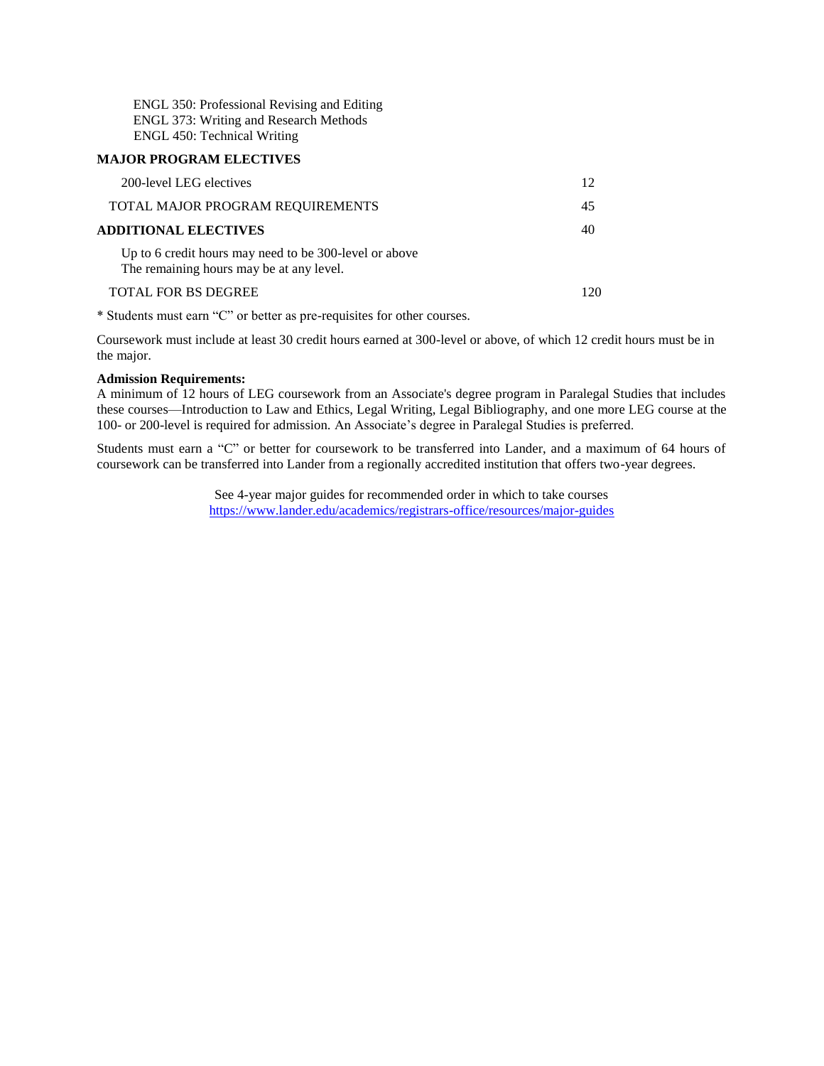ENGL 350: Professional Revising and Editing
ENGL 373: Writing and Research Methods
ENGL 450: Technical Writing

**MAJOR PROGRAM ELECTIVES**

| | |
|---|---|
| 200-level LEG electives | 12 |
| TOTAL MAJOR PROGRAM REQUIREMENTS | 45 |
| **ADDITIONAL ELECTIVES** | 40 |
| Up to 6 credit hours may need to be 300-level or above<br>The remaining hours may be at any level. | |
| TOTAL FOR BS DEGREE | 120 |

* Students must earn "C" or better as pre-requisites for other courses.

Coursework must include at least 30 credit hours earned at 300-level or above, of which 12 credit hours must be in the major.

**Admission Requirements:**
A minimum of 12 hours of LEG coursework from an Associate's degree program in Paralegal Studies that includes these courses—Introduction to Law and Ethics, Legal Writing, Legal Bibliography, and one more LEG course at the 100- or 200-level is required for admission. An Associate's degree in Paralegal Studies is preferred.

Students must earn a "C" or better for coursework to be transferred into Lander, and a maximum of 64 hours of coursework can be transferred into Lander from a regionally accredited institution that offers two-year degrees.

See 4-year major guides for recommended order in which to take courses
https://www.lander.edu/academics/registrars-office/resources/major-guides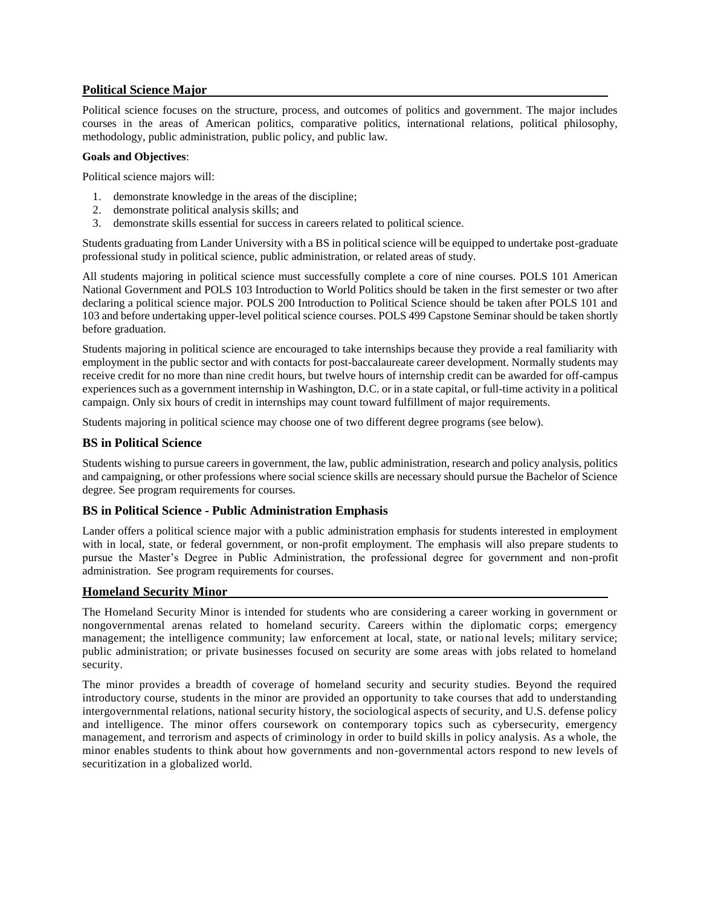## Political Science Major

Political science focuses on the structure, process, and outcomes of politics and government. The major includes courses in the areas of American politics, comparative politics, international relations, political philosophy, methodology, public administration, public policy, and public law.

**Goals and Objectives**:

Political science majors will:

1. demonstrate knowledge in the areas of the discipline;
2. demonstrate political analysis skills; and
3. demonstrate skills essential for success in careers related to political science.

Students graduating from Lander University with a BS in political science will be equipped to undertake post-graduate professional study in political science, public administration, or related areas of study.

All students majoring in political science must successfully complete a core of nine courses. POLS 101 American National Government and POLS 103 Introduction to World Politics should be taken in the first semester or two after declaring a political science major. POLS 200 Introduction to Political Science should be taken after POLS 101 and 103 and before undertaking upper-level political science courses. POLS 499 Capstone Seminar should be taken shortly before graduation.

Students majoring in political science are encouraged to take internships because they provide a real familiarity with employment in the public sector and with contacts for post-baccalaureate career development. Normally students may receive credit for no more than nine credit hours, but twelve hours of internship credit can be awarded for off-campus experiences such as a government internship in Washington, D.C. or in a state capital, or full-time activity in a political campaign. Only six hours of credit in internships may count toward fulfillment of major requirements.

Students majoring in political science may choose one of two different degree programs (see below).

### BS in Political Science

Students wishing to pursue careers in government, the law, public administration, research and policy analysis, politics and campaigning, or other professions where social science skills are necessary should pursue the Bachelor of Science degree. See program requirements for courses.

### BS in Political Science - Public Administration Emphasis

Lander offers a political science major with a public administration emphasis for students interested in employment with in local, state, or federal government, or non-profit employment. The emphasis will also prepare students to pursue the Master's Degree in Public Administration, the professional degree for government and non-profit administration. See program requirements for courses.

## Homeland Security Minor

The Homeland Security Minor is intended for students who are considering a career working in government or nongovernmental arenas related to homeland security. Careers within the diplomatic corps; emergency management; the intelligence community; law enforcement at local, state, or national levels; military service; public administration; or private businesses focused on security are some areas with jobs related to homeland security.

The minor provides a breadth of coverage of homeland security and security studies. Beyond the required introductory course, students in the minor are provided an opportunity to take courses that add to understanding intergovernmental relations, national security history, the sociological aspects of security, and U.S. defense policy and intelligence. The minor offers coursework on contemporary topics such as cybersecurity, emergency management, and terrorism and aspects of criminology in order to build skills in policy analysis. As a whole, the minor enables students to think about how governments and non-governmental actors respond to new levels of securitization in a globalized world.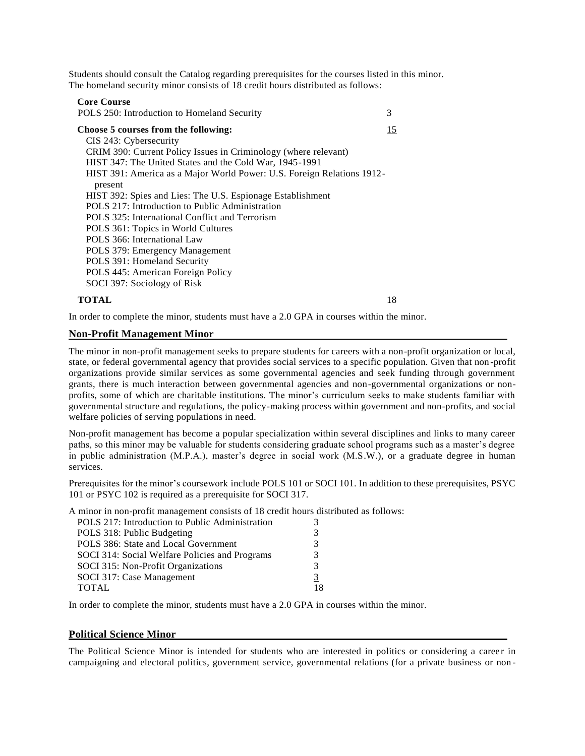Students should consult the Catalog regarding prerequisites for the courses listed in this minor.
The homeland security minor consists of 18 credit hours distributed as follows:

| | |
|---|---|
| **Core Course** | |
| POLS 250: Introduction to Homeland Security | 3 |
| **Choose 5 courses from the following:** | 15 |
| CIS 243: Cybersecurity | |
| CRIM 390: Current Policy Issues in Criminology (where relevant) | |
| HIST 347: The United States and the Cold War, 1945-1991 | |
| HIST 391: America as a Major World Power: U.S. Foreign Relations 1912-present | |
| HIST 392: Spies and Lies: The U.S. Espionage Establishment | |
| POLS 217: Introduction to Public Administration | |
| POLS 325: International Conflict and Terrorism | |
| POLS 361: Topics in World Cultures | |
| POLS 366: International Law | |
| POLS 379: Emergency Management | |
| POLS 391: Homeland Security | |
| POLS 445: American Foreign Policy | |
| SOCI 397: Sociology of Risk | |
| **TOTAL** | 18 |

In order to complete the minor, students must have a 2.0 GPA in courses within the minor.

## Non-Profit Management Minor

The minor in non-profit management seeks to prepare students for careers with a non-profit organization or local, state, or federal governmental agency that provides social services to a specific population. Given that non-profit organizations provide similar services as some governmental agencies and seek funding through government grants, there is much interaction between governmental agencies and non-governmental organizations or non-profits, some of which are charitable institutions. The minor's curriculum seeks to make students familiar with governmental structure and regulations, the policy-making process within government and non-profits, and social welfare policies of serving populations in need.

Non-profit management has become a popular specialization within several disciplines and links to many career paths, so this minor may be valuable for students considering graduate school programs such as a master's degree in public administration (M.P.A.), master's degree in social work (M.S.W.), or a graduate degree in human services.

Prerequisites for the minor's coursework include POLS 101 or SOCI 101. In addition to these prerequisites, PSYC 101 or PSYC 102 is required as a prerequisite for SOCI 317.

A minor in non-profit management consists of 18 credit hours distributed as follows:

| | |
|---|---|
| POLS 217: Introduction to Public Administration | 3 |
| POLS 318: Public Budgeting | 3 |
| POLS 386: State and Local Government | 3 |
| SOCI 314: Social Welfare Policies and Programs | 3 |
| SOCI 315: Non-Profit Organizations | 3 |
| SOCI 317: Case Management | 3 |
| TOTAL | 18 |

In order to complete the minor, students must have a 2.0 GPA in courses within the minor.

## Political Science Minor

The Political Science Minor is intended for students who are interested in politics or considering a career in campaigning and electoral politics, government service, governmental relations (for a private business or non-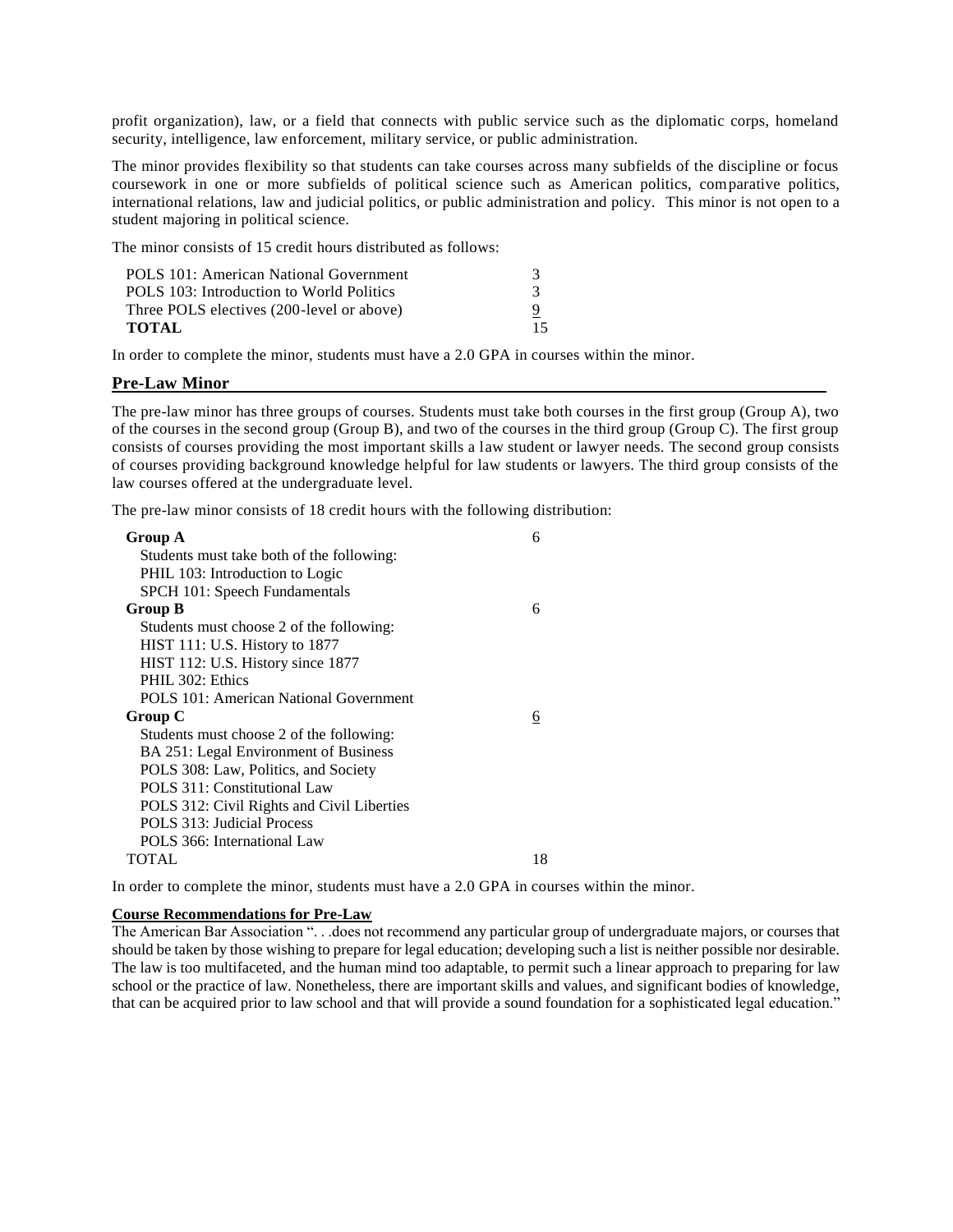profit organization), law, or a field that connects with public service such as the diplomatic corps, homeland security, intelligence, law enforcement, military service, or public administration.

The minor provides flexibility so that students can take courses across many subfields of the discipline or focus coursework in one or more subfields of political science such as American politics, comparative politics, international relations, law and judicial politics, or public administration and policy. This minor is not open to a student majoring in political science.

The minor consists of 15 credit hours distributed as follows:

| Course | Credits |
|---|---|
| POLS 101: American National Government | 3 |
| POLS 103: Introduction to World Politics | 3 |
| Three POLS electives (200-level or above) | 9 |
| **TOTAL** | 15 |

In order to complete the minor, students must have a 2.0 GPA in courses within the minor.

## Pre-Law Minor

The pre-law minor has three groups of courses. Students must take both courses in the first group (Group A), two of the courses in the second group (Group B), and two of the courses in the third group (Group C). The first group consists of courses providing the most important skills a law student or lawyer needs. The second group consists of courses providing background knowledge helpful for law students or lawyers. The third group consists of the law courses offered at the undergraduate level.

The pre-law minor consists of 18 credit hours with the following distribution:

| Course | Credits |
|---|---|
| **Group A** | 6 |
| Students must take both of the following: | |
| PHIL 103: Introduction to Logic | |
| SPCH 101: Speech Fundamentals | |
| **Group B** | 6 |
| Students must choose 2 of the following: | |
| HIST 111: U.S. History to 1877 | |
| HIST 112: U.S. History since 1877 | |
| PHIL 302: Ethics | |
| POLS 101: American National Government | |
| **Group C** | 6 |
| Students must choose 2 of the following: | |
| BA 251: Legal Environment of Business | |
| POLS 308: Law, Politics, and Society | |
| POLS 311: Constitutional Law | |
| POLS 312: Civil Rights and Civil Liberties | |
| POLS 313: Judicial Process | |
| POLS 366: International Law | |
| TOTAL | 18 |

In order to complete the minor, students must have a 2.0 GPA in courses within the minor.

### Course Recommendations for Pre-Law

The American Bar Association ". . .does not recommend any particular group of undergraduate majors, or courses that should be taken by those wishing to prepare for legal education; developing such a list is neither possible nor desirable. The law is too multifaceted, and the human mind too adaptable, to permit such a linear approach to preparing for law school or the practice of law. Nonetheless, there are important skills and values, and significant bodies of knowledge, that can be acquired prior to law school and that will provide a sound foundation for a sophisticated legal education."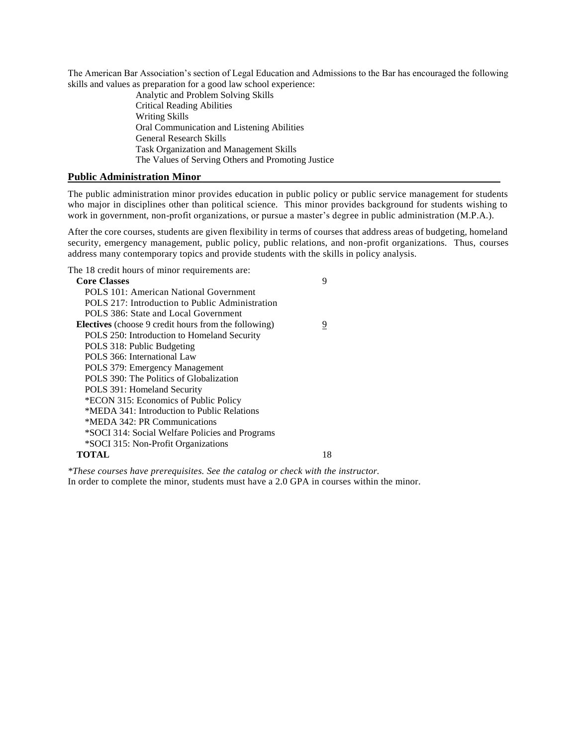The American Bar Association's section of Legal Education and Admissions to the Bar has encouraged the following skills and values as preparation for a good law school experience:

- Analytic and Problem Solving Skills
- Critical Reading Abilities
- Writing Skills
- Oral Communication and Listening Abilities
- General Research Skills
- Task Organization and Management Skills
- The Values of Serving Others and Promoting Justice

## Public Administration Minor

The public administration minor provides education in public policy or public service management for students who major in disciplines other than political science. This minor provides background for students wishing to work in government, non-profit organizations, or pursue a master's degree in public administration (M.P.A.).

After the core courses, students are given flexibility in terms of courses that address areas of budgeting, homeland security, emergency management, public policy, public relations, and non-profit organizations. Thus, courses address many contemporary topics and provide students with the skills in policy analysis.

The 18 credit hours of minor requirements are:

| | |
|---|---|
| **Core Classes** | 9 |
| POLS 101: American National Government | |
| POLS 217: Introduction to Public Administration | |
| POLS 386: State and Local Government | |
| **Electives** (choose 9 credit hours from the following) | 9 |
| POLS 250: Introduction to Homeland Security | |
| POLS 318: Public Budgeting | |
| POLS 366: International Law | |
| POLS 379: Emergency Management | |
| POLS 390: The Politics of Globalization | |
| POLS 391: Homeland Security | |
| *ECON 315: Economics of Public Policy | |
| *MEDA 341: Introduction to Public Relations | |
| *MEDA 342: PR Communications | |
| *SOCI 314: Social Welfare Policies and Programs | |
| *SOCI 315: Non-Profit Organizations | |
| **TOTAL** | 18 |

*\*These courses have prerequisites. See the catalog or check with the instructor.*

In order to complete the minor, students must have a 2.0 GPA in courses within the minor.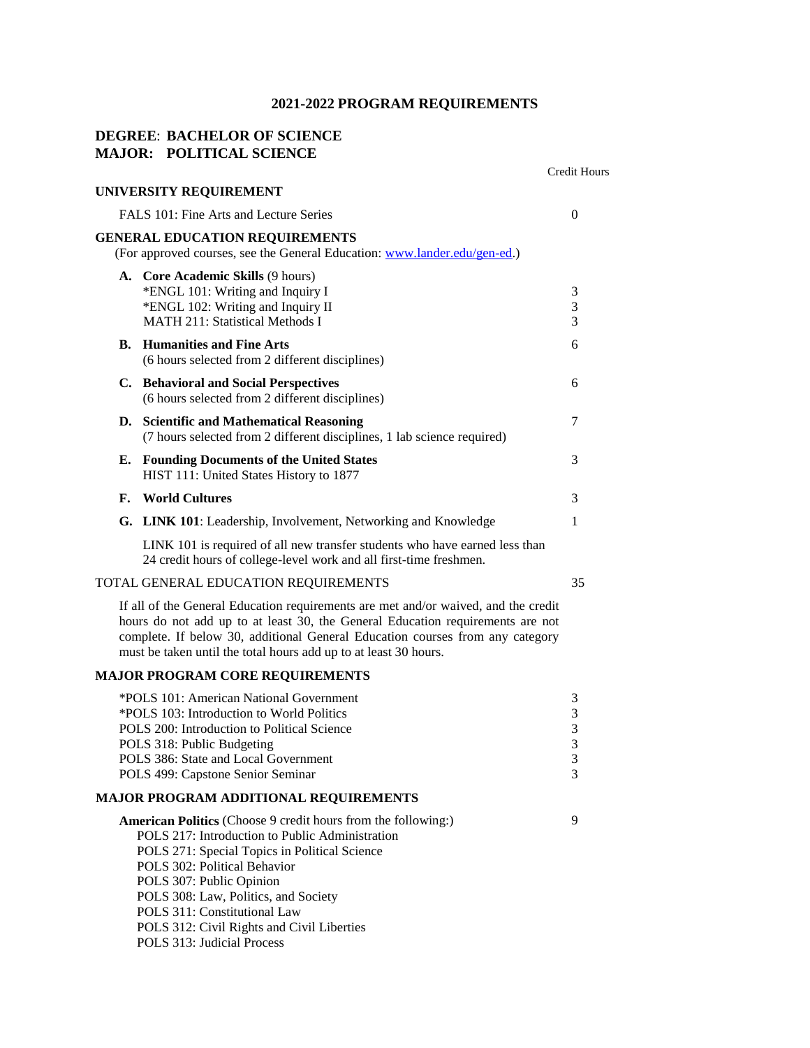# 2021-2022 PROGRAM REQUIREMENTS

## DEGREE: BACHELOR OF SCIENCE
## MAJOR: POLITICAL SCIENCE

| | Credit Hours |
|---|---|
| **UNIVERSITY REQUIREMENT** | |
| FALS 101: Fine Arts and Lecture Series | 0 |
| **GENERAL EDUCATION REQUIREMENTS** (For approved courses, see the General Education: [www.lander.edu/gen-ed](http://www.lander.edu/gen-ed).) | |
| **A. Core Academic Skills** (9 hours) | |
| *ENGL 101: Writing and Inquiry I | 3 |
| *ENGL 102: Writing and Inquiry II | 3 |
| MATH 211: Statistical Methods I | 3 |
| **B. Humanities and Fine Arts** (6 hours selected from 2 different disciplines) | 6 |
| **C. Behavioral and Social Perspectives** (6 hours selected from 2 different disciplines) | 6 |
| **D. Scientific and Mathematical Reasoning** (7 hours selected from 2 different disciplines, 1 lab science required) | 7 |
| **E. Founding Documents of the United States** HIST 111: United States History to 1877 | 3 |
| **F. World Cultures** | 3 |
| **G. LINK 101**: Leadership, Involvement, Networking and Knowledge | 1 |
| LINK 101 is required of all new transfer students who have earned less than 24 credit hours of college-level work and all first-time freshmen. | |
| TOTAL GENERAL EDUCATION REQUIREMENTS | 35 |

If all of the General Education requirements are met and/or waived, and the credit hours do not add up to at least 30, the General Education requirements are not complete. If below 30, additional General Education courses from any category must be taken until the total hours add up to at least 30 hours.

| | Credit Hours |
|---|---|
| **MAJOR PROGRAM CORE REQUIREMENTS** | |
| *POLS 101: American National Government | 3 |
| *POLS 103: Introduction to World Politics | 3 |
| POLS 200: Introduction to Political Science | 3 |
| POLS 318: Public Budgeting | 3 |
| POLS 386: State and Local Government | 3 |
| POLS 499: Capstone Senior Seminar | 3 |
| **MAJOR PROGRAM ADDITIONAL REQUIREMENTS** | |
| **American Politics** (Choose 9 credit hours from the following:) | 9 |

- POLS 217: Introduction to Public Administration
- POLS 271: Special Topics in Political Science
- POLS 302: Political Behavior
- POLS 307: Public Opinion
- POLS 308: Law, Politics, and Society
- POLS 311: Constitutional Law
- POLS 312: Civil Rights and Civil Liberties
- POLS 313: Judicial Process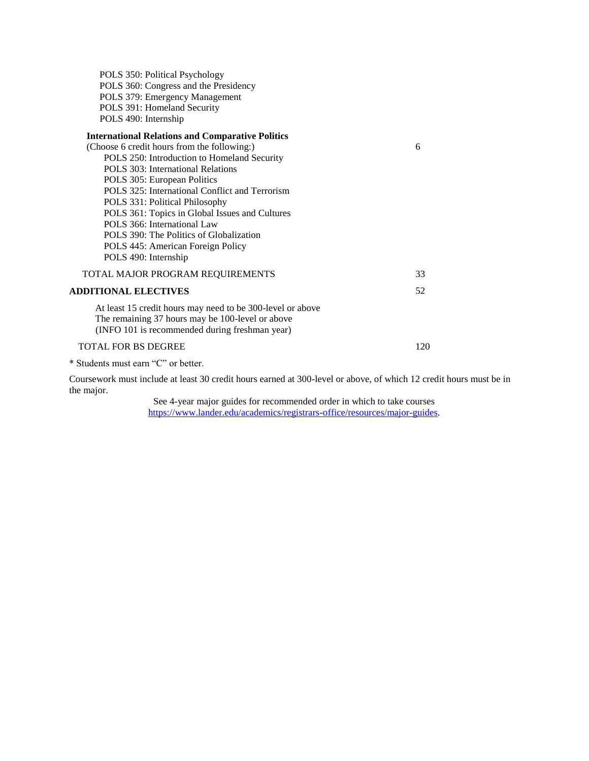POLS 350: Political Psychology
POLS 360: Congress and the Presidency
POLS 379: Emergency Management
POLS 391: Homeland Security
POLS 490: Internship

**International Relations and Comparative Politics**
(Choose 6 credit hours from the following:) 6

POLS 250: Introduction to Homeland Security
POLS 303: International Relations
POLS 305: European Politics
POLS 325: International Conflict and Terrorism
POLS 331: Political Philosophy
POLS 361: Topics in Global Issues and Cultures
POLS 366: International Law
POLS 390: The Politics of Globalization
POLS 445: American Foreign Policy
POLS 490: Internship

TOTAL MAJOR PROGRAM REQUIREMENTS 33

**ADDITIONAL ELECTIVES** 52

At least 15 credit hours may need to be 300-level or above
The remaining 37 hours may be 100-level or above
(INFO 101 is recommended during freshman year)

TOTAL FOR BS DEGREE 120

* Students must earn “C” or better.

Coursework must include at least 30 credit hours earned at 300-level or above, of which 12 credit hours must be in the major.

See 4-year major guides for recommended order in which to take courses
https://www.lander.edu/academics/registrars-office/resources/major-guides.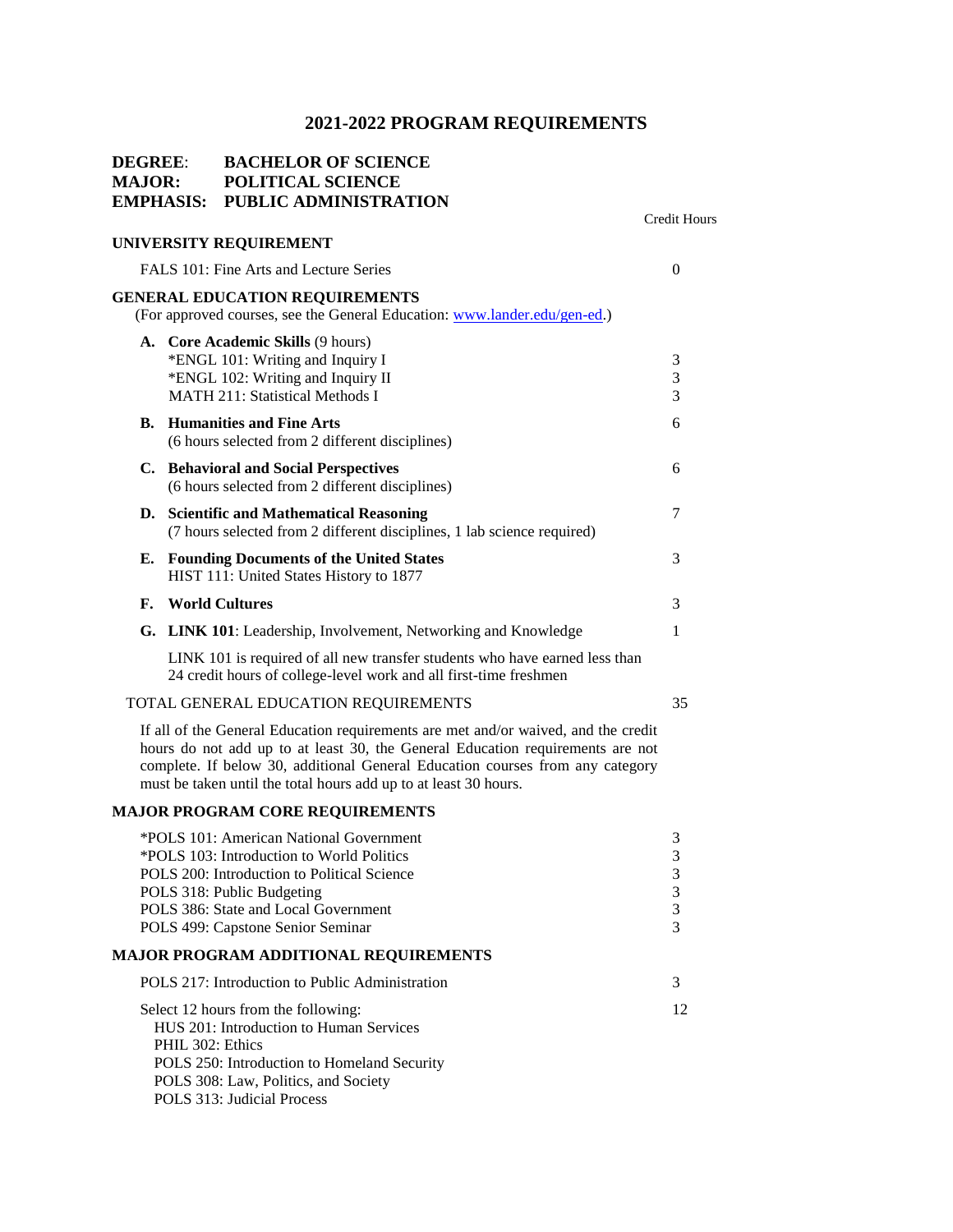# 2021-2022 PROGRAM REQUIREMENTS

**DEGREE:** BACHELOR OF SCIENCE
**MAJOR:** POLITICAL SCIENCE
**EMPHASIS:** PUBLIC ADMINISTRATION

| | Credit Hours |
|---|---|
| **UNIVERSITY REQUIREMENT** | |
| FALS 101: Fine Arts and Lecture Series | 0 |
| **GENERAL EDUCATION REQUIREMENTS** (For approved courses, see the General Education: www.lander.edu/gen-ed.) | |
| **A. Core Academic Skills** (9 hours) | |
| *ENGL 101: Writing and Inquiry I | 3 |
| *ENGL 102: Writing and Inquiry II | 3 |
| MATH 211: Statistical Methods I | 3 |
| **B. Humanities and Fine Arts** (6 hours selected from 2 different disciplines) | 6 |
| **C. Behavioral and Social Perspectives** (6 hours selected from 2 different disciplines) | 6 |
| **D. Scientific and Mathematical Reasoning** (7 hours selected from 2 different disciplines, 1 lab science required) | 7 |
| **E. Founding Documents of the United States** HIST 111: United States History to 1877 | 3 |
| **F. World Cultures** | 3 |
| **G. LINK 101**: Leadership, Involvement, Networking and Knowledge | 1 |

LINK 101 is required of all new transfer students who have earned less than 24 credit hours of college-level work and all first-time freshmen

| | |
|---|---|
| TOTAL GENERAL EDUCATION REQUIREMENTS | 35 |

If all of the General Education requirements are met and/or waived, and the credit hours do not add up to at least 30, the General Education requirements are not complete. If below 30, additional General Education courses from any category must be taken until the total hours add up to at least 30 hours.

## MAJOR PROGRAM CORE REQUIREMENTS

| | |
|---|---|
| *POLS 101: American National Government | 3 |
| *POLS 103: Introduction to World Politics | 3 |
| POLS 200: Introduction to Political Science | 3 |
| POLS 318: Public Budgeting | 3 |
| POLS 386: State and Local Government | 3 |
| POLS 499: Capstone Senior Seminar | 3 |

## MAJOR PROGRAM ADDITIONAL REQUIREMENTS

| | |
|---|---|
| POLS 217: Introduction to Public Administration | 3 |
| Select 12 hours from the following: | 12 |

- HUS 201: Introduction to Human Services
- PHIL 302: Ethics
- POLS 250: Introduction to Homeland Security
- POLS 308: Law, Politics, and Society
- POLS 313: Judicial Process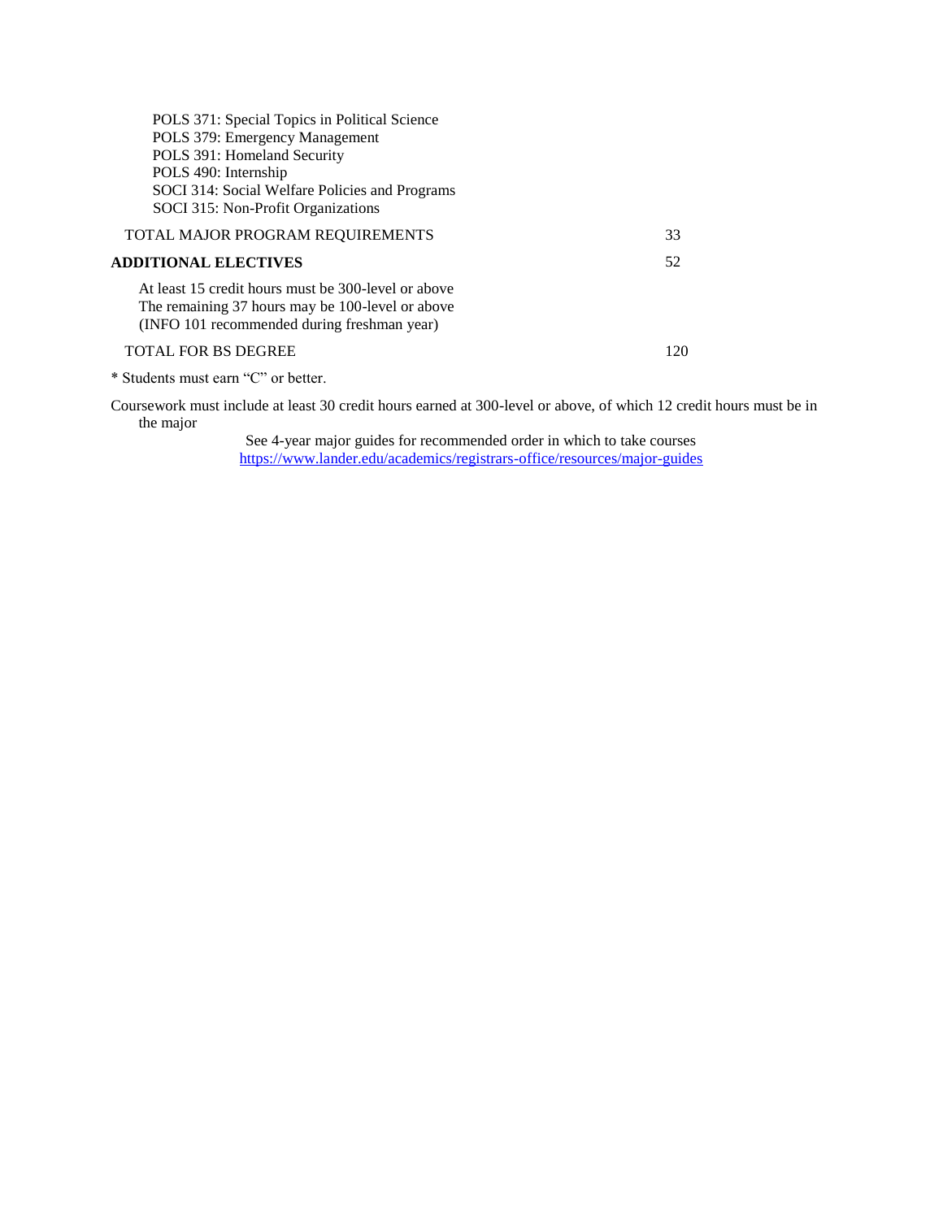POLS 371: Special Topics in Political Science
POLS 379: Emergency Management
POLS 391: Homeland Security
POLS 490: Internship
SOCI 314: Social Welfare Policies and Programs
SOCI 315: Non-Profit Organizations

| | |
|---|---|
| TOTAL MAJOR PROGRAM REQUIREMENTS | 33 |
| **ADDITIONAL ELECTIVES** | 52 |

At least 15 credit hours must be 300-level or above
The remaining 37 hours may be 100-level or above
(INFO 101 recommended during freshman year)

| | |
|---|---|
| TOTAL FOR BS DEGREE | 120 |

* Students must earn "C" or better.

Coursework must include at least 30 credit hours earned at 300-level or above, of which 12 credit hours must be in the major

See 4-year major guides for recommended order in which to take courses
https://www.lander.edu/academics/registrars-office/resources/major-guides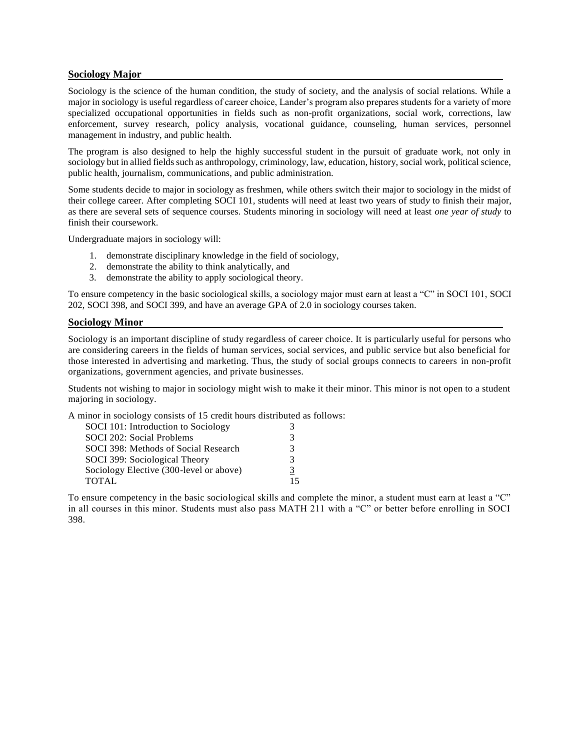## Sociology Major

Sociology is the science of the human condition, the study of society, and the analysis of social relations. While a major in sociology is useful regardless of career choice, Lander's program also prepares students for a variety of more specialized occupational opportunities in fields such as non-profit organizations, social work, corrections, law enforcement, survey research, policy analysis, vocational guidance, counseling, human services, personnel management in industry, and public health.

The program is also designed to help the highly successful student in the pursuit of graduate work, not only in sociology but in allied fields such as anthropology, criminology, law, education, history, social work, political science, public health, journalism, communications, and public administration.

Some students decide to major in sociology as freshmen, while others switch their major to sociology in the midst of their college career. After completing SOCI 101, students will need at least two years of study to finish their major, as there are several sets of sequence courses. Students minoring in sociology will need at least *one year of study* to finish their coursework.

Undergraduate majors in sociology will:

1. demonstrate disciplinary knowledge in the field of sociology,
2. demonstrate the ability to think analytically, and
3. demonstrate the ability to apply sociological theory.

To ensure competency in the basic sociological skills, a sociology major must earn at least a "C" in SOCI 101, SOCI 202, SOCI 398, and SOCI 399, and have an average GPA of 2.0 in sociology courses taken.

## Sociology Minor

Sociology is an important discipline of study regardless of career choice. It is particularly useful for persons who are considering careers in the fields of human services, social services, and public service but also beneficial for those interested in advertising and marketing. Thus, the study of social groups connects to careers in non-profit organizations, government agencies, and private businesses.

Students not wishing to major in sociology might wish to make it their minor. This minor is not open to a student majoring in sociology.

A minor in sociology consists of 15 credit hours distributed as follows:

| Course | Credit Hours |
| --- | --- |
| SOCI 101: Introduction to Sociology | 3 |
| SOCI 202: Social Problems | 3 |
| SOCI 398: Methods of Social Research | 3 |
| SOCI 399: Sociological Theory | 3 |
| Sociology Elective (300-level or above) | 3 |
| TOTAL | 15 |

To ensure competency in the basic sociological skills and complete the minor, a student must earn at least a "C" in all courses in this minor. Students must also pass MATH 211 with a "C" or better before enrolling in SOCI 398.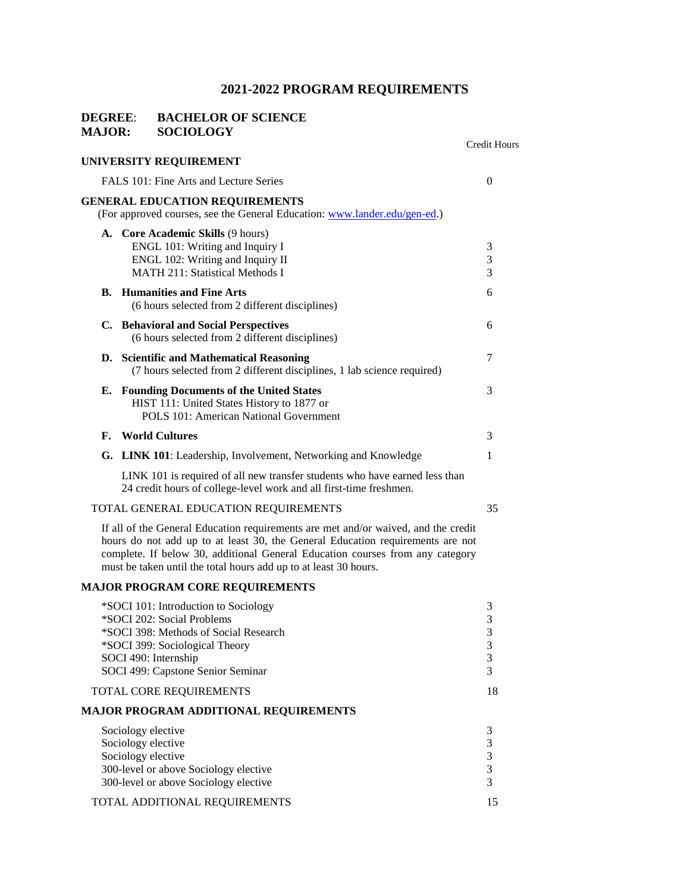# 2021-2022 PROGRAM REQUIREMENTS

## DEGREE: BACHELOR OF SCIENCE
## MAJOR: SOCIOLOGY

| | Credit Hours |
|---|---|
| **UNIVERSITY REQUIREMENT** | |
| FALS 101: Fine Arts and Lecture Series | 0 |
| **GENERAL EDUCATION REQUIREMENTS** (For approved courses, see the General Education: [www.lander.edu/gen-ed](www.lander.edu/gen-ed).) | |
| **A. Core Academic Skills** (9 hours) | |
| ENGL 101: Writing and Inquiry I | 3 |
| ENGL 102: Writing and Inquiry II | 3 |
| MATH 211: Statistical Methods I | 3 |
| **B. Humanities and Fine Arts** (6 hours selected from 2 different disciplines) | 6 |
| **C. Behavioral and Social Perspectives** (6 hours selected from 2 different disciplines) | 6 |
| **D. Scientific and Mathematical Reasoning** (7 hours selected from 2 different disciplines, 1 lab science required) | 7 |
| **E. Founding Documents of the United States** HIST 111: United States History to 1877 or POLS 101: American National Government | 3 |
| **F. World Cultures** | 3 |
| **G. LINK 101**: Leadership, Involvement, Networking and Knowledge | 1 |
| LINK 101 is required of all new transfer students who have earned less than 24 credit hours of college-level work and all first-time freshmen. | |
| TOTAL GENERAL EDUCATION REQUIREMENTS | 35 |

If all of the General Education requirements are met and/or waived, and the credit hours do not add up to at least 30, the General Education requirements are not complete. If below 30, additional General Education courses from any category must be taken until the total hours add up to at least 30 hours.

| | Credit Hours |
|---|---|
| **MAJOR PROGRAM CORE REQUIREMENTS** | |
| *SOCI 101: Introduction to Sociology | 3 |
| *SOCI 202: Social Problems | 3 |
| *SOCI 398: Methods of Social Research | 3 |
| *SOCI 399: Sociological Theory | 3 |
| SOCI 490: Internship | 3 |
| SOCI 499: Capstone Senior Seminar | 3 |
| TOTAL CORE REQUIREMENTS | 18 |
| **MAJOR PROGRAM ADDITIONAL REQUIREMENTS** | |
| Sociology elective | 3 |
| Sociology elective | 3 |
| Sociology elective | 3 |
| 300-level or above Sociology elective | 3 |
| 300-level or above Sociology elective | 3 |
| TOTAL ADDITIONAL REQUIREMENTS | 15 |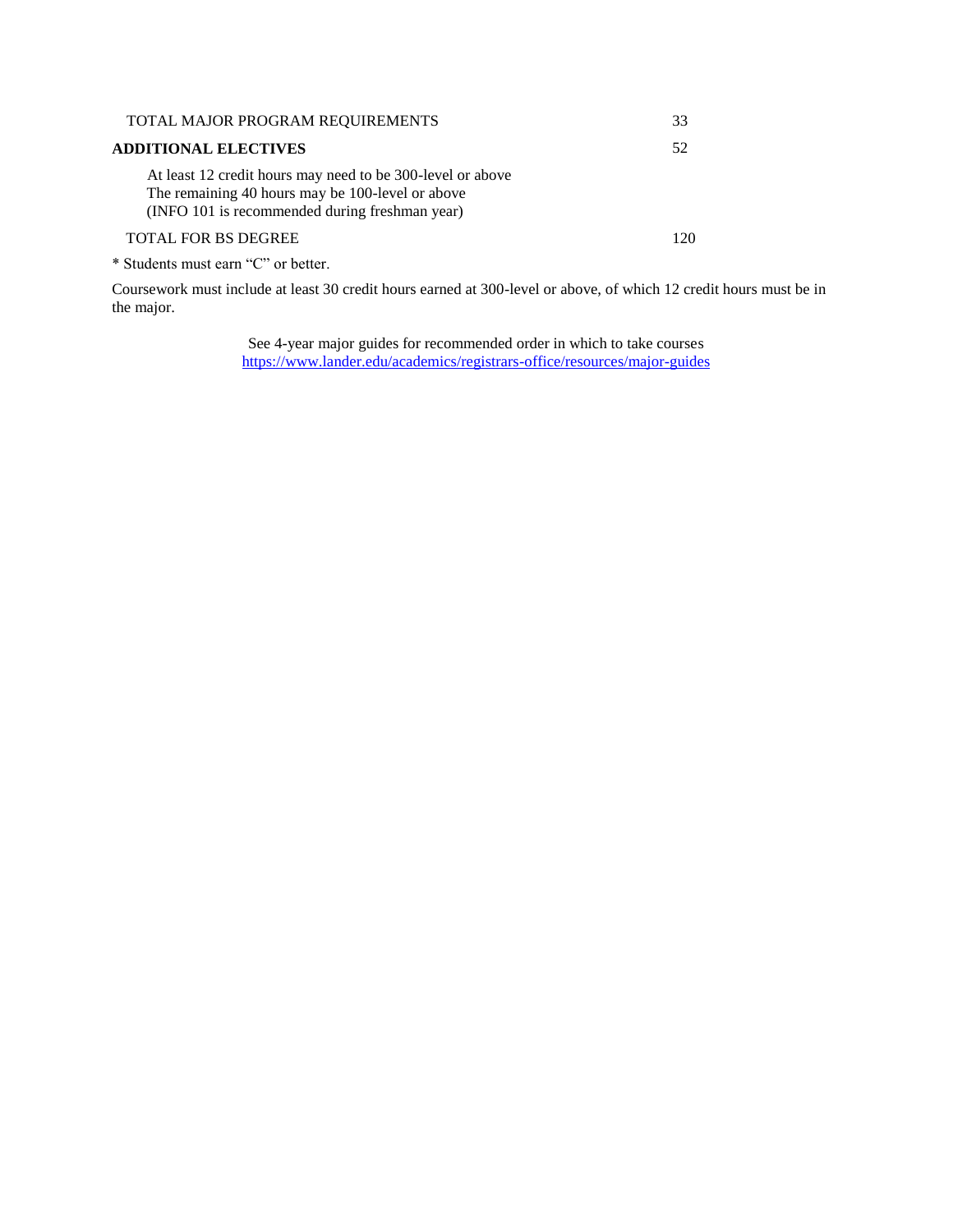| | |
|---|---|
| TOTAL MAJOR PROGRAM REQUIREMENTS | 33 |
| **ADDITIONAL ELECTIVES** | 52 |
| At least 12 credit hours may need to be 300-level or above<br>The remaining 40 hours may be 100-level or above<br>(INFO 101 is recommended during freshman year) | |
| TOTAL FOR BS DEGREE | 120 |

* Students must earn "C" or better.

Coursework must include at least 30 credit hours earned at 300-level or above, of which 12 credit hours must be in the major.

See 4-year major guides for recommended order in which to take courses
https://www.lander.edu/academics/registrars-office/resources/major-guides